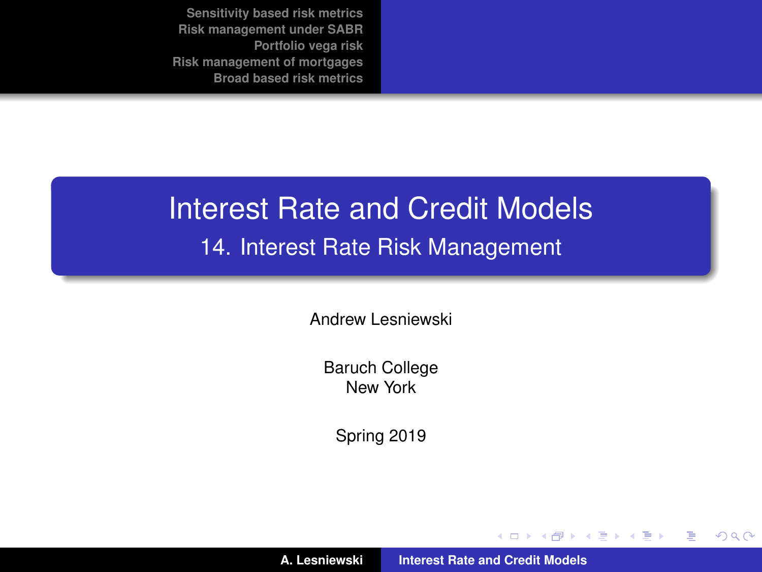# Interest Rate and Credit Models

## 14. Interest Rate Risk Management

Andrew Lesniewski

Baruch College
New York

Spring 2019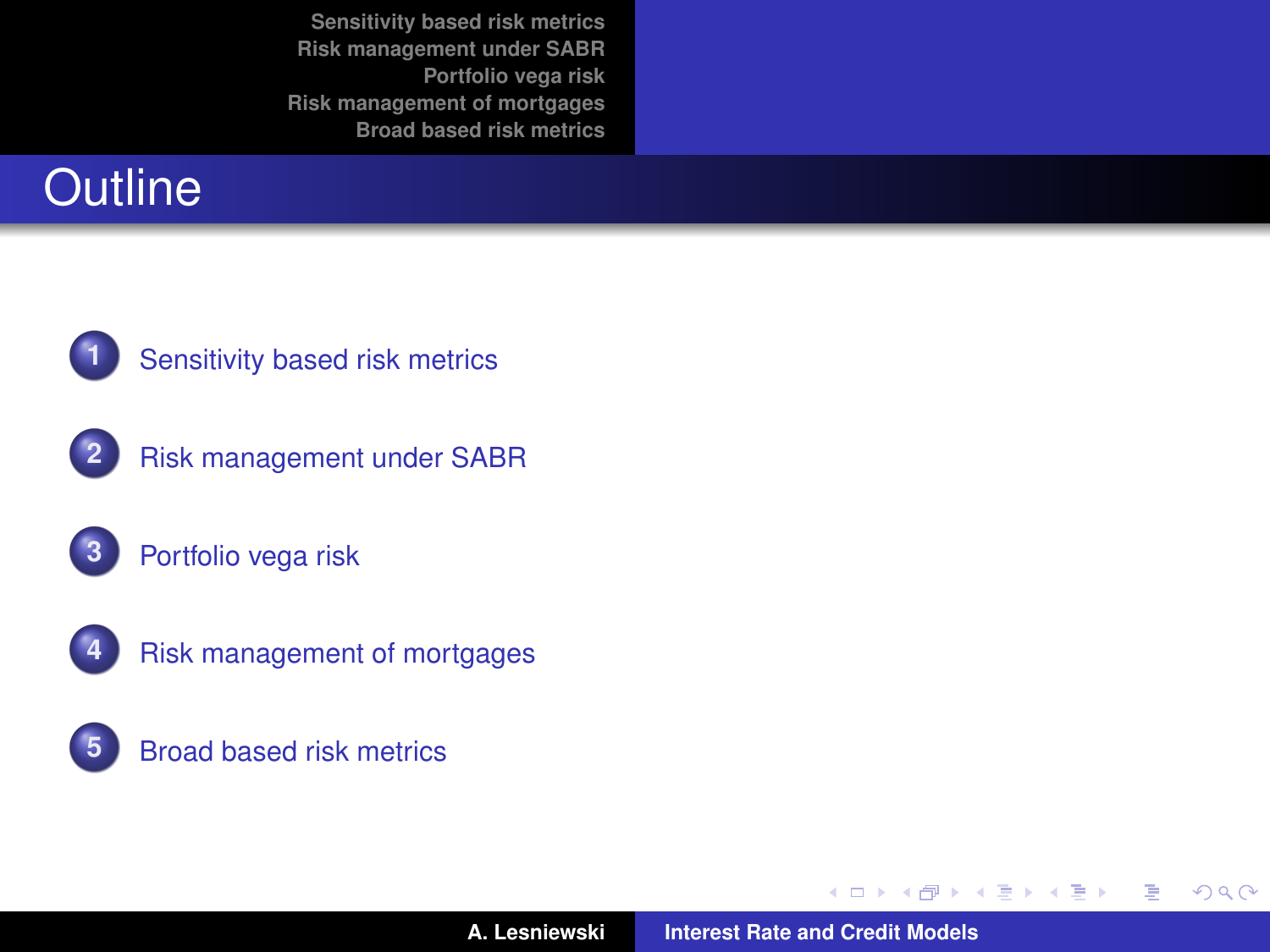# Outline

1. Sensitivity based risk metrics
2. Risk management under SABR
3. Portfolio vega risk
4. Risk management of mortgages
5. Broad based risk metrics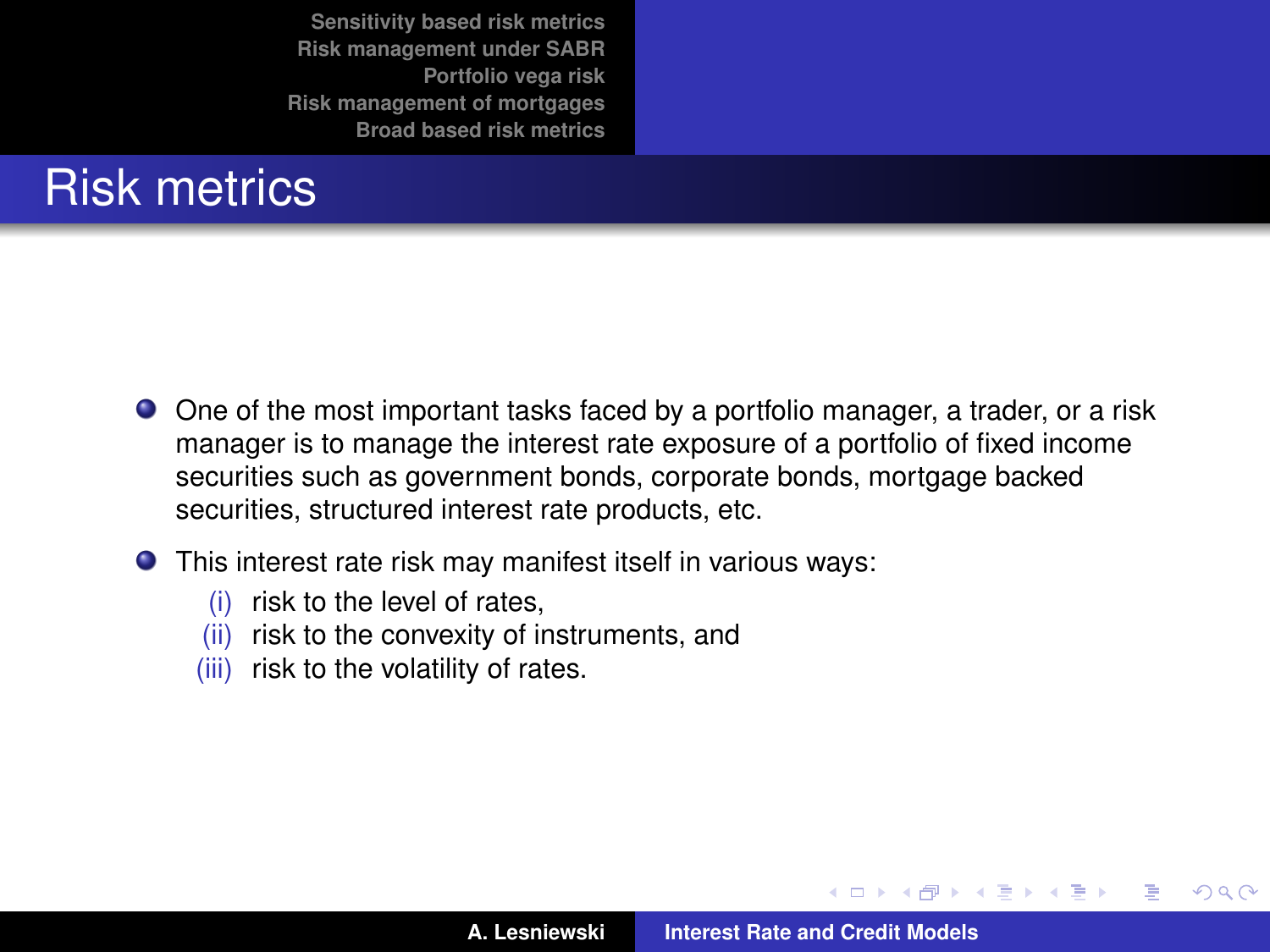# Risk metrics

- One of the most important tasks faced by a portfolio manager, a trader, or a risk manager is to manage the interest rate exposure of a portfolio of fixed income securities such as government bonds, corporate bonds, mortgage backed securities, structured interest rate products, etc.
- This interest rate risk may manifest itself in various ways:
  - (i) risk to the level of rates,
  - (ii) risk to the convexity of instruments, and
  - (iii) risk to the volatility of rates.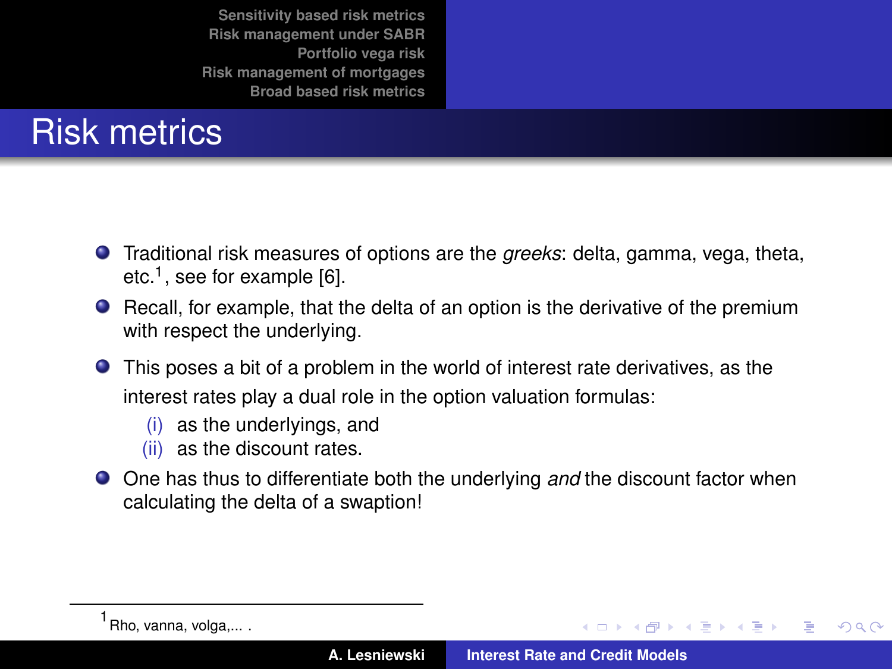# Risk metrics

- Traditional risk measures of options are the *greeks*: delta, gamma, vega, theta, etc.[1], see for example [6].
- Recall, for example, that the delta of an option is the derivative of the premium with respect the underlying.
- This poses a bit of a problem in the world of interest rate derivatives, as the interest rates play a dual role in the option valuation formulas:
  - (i) as the underlyings, and
  - (ii) as the discount rates.
- One has thus to differentiate both the underlying *and* the discount factor when calculating the delta of a swaption!

[1] Rho, vanna, volga,... .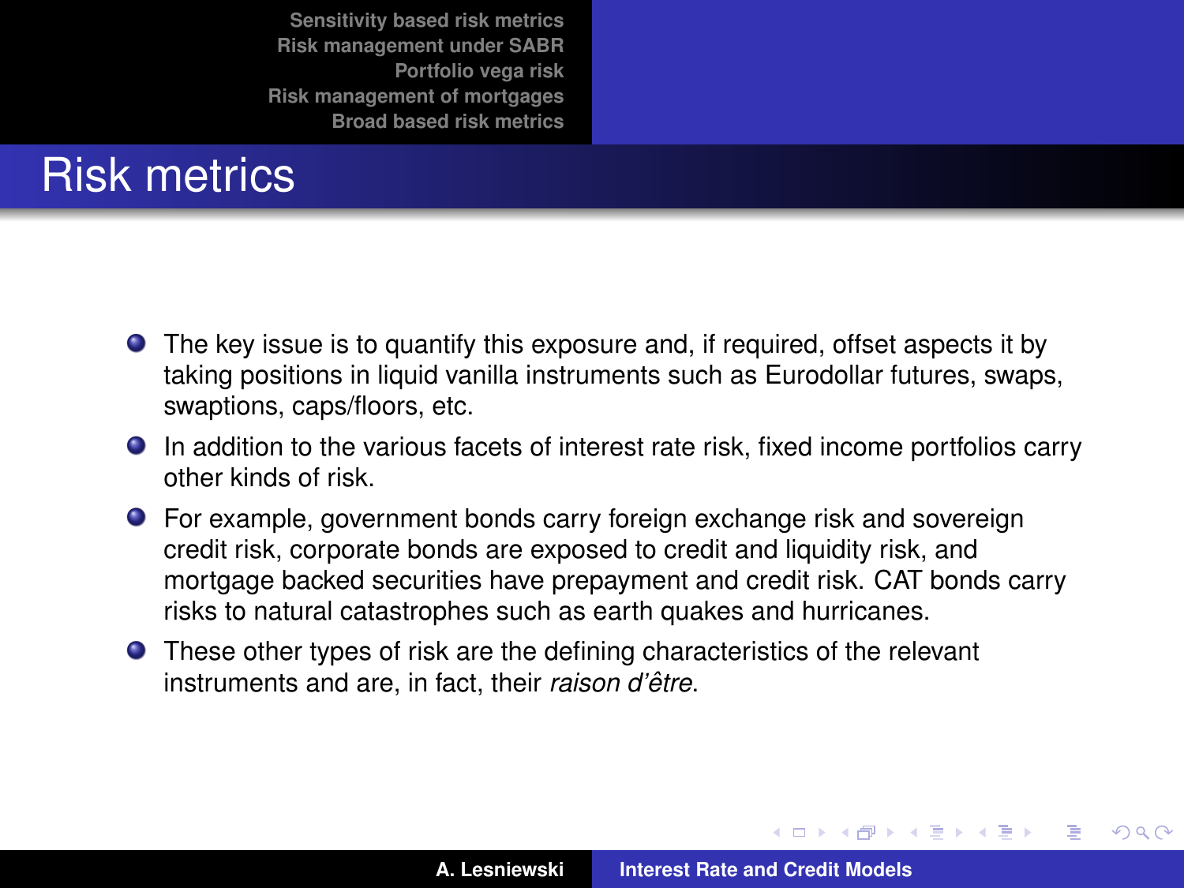# Risk metrics

- The key issue is to quantify this exposure and, if required, offset aspects it by taking positions in liquid vanilla instruments such as Eurodollar futures, swaps, swaptions, caps/floors, etc.
- In addition to the various facets of interest rate risk, fixed income portfolios carry other kinds of risk.
- For example, government bonds carry foreign exchange risk and sovereign credit risk, corporate bonds are exposed to credit and liquidity risk, and mortgage backed securities have prepayment and credit risk. CAT bonds carry risks to natural catastrophes such as earth quakes and hurricanes.
- These other types of risk are the defining characteristics of the relevant instruments and are, in fact, their *raison d'être*.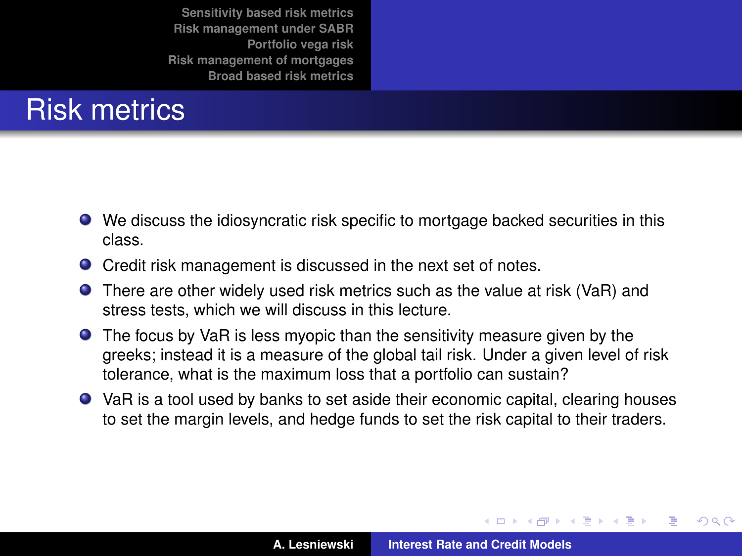# Risk metrics

- We discuss the idiosyncratic risk specific to mortgage backed securities in this class.
- Credit risk management is discussed in the next set of notes.
- There are other widely used risk metrics such as the value at risk (VaR) and stress tests, which we will discuss in this lecture.
- The focus by VaR is less myopic than the sensitivity measure given by the greeks; instead it is a measure of the global tail risk. Under a given level of risk tolerance, what is the maximum loss that a portfolio can sustain?
- VaR is a tool used by banks to set aside their economic capital, clearing houses to set the margin levels, and hedge funds to set the risk capital to their traders.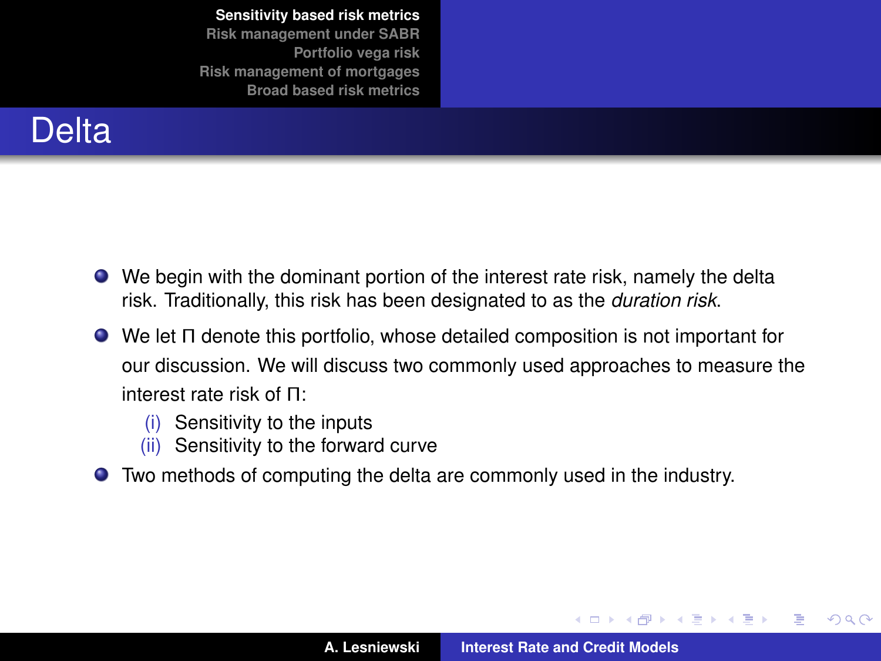# Delta

- We begin with the dominant portion of the interest rate risk, namely the delta risk. Traditionally, this risk has been designated to as the *duration risk*.
- We let $\Pi$ denote this portfolio, whose detailed composition is not important for our discussion. We will discuss two commonly used approaches to measure the interest rate risk of $\Pi$:
  - (i) Sensitivity to the inputs
  - (ii) Sensitivity to the forward curve
- Two methods of computing the delta are commonly used in the industry.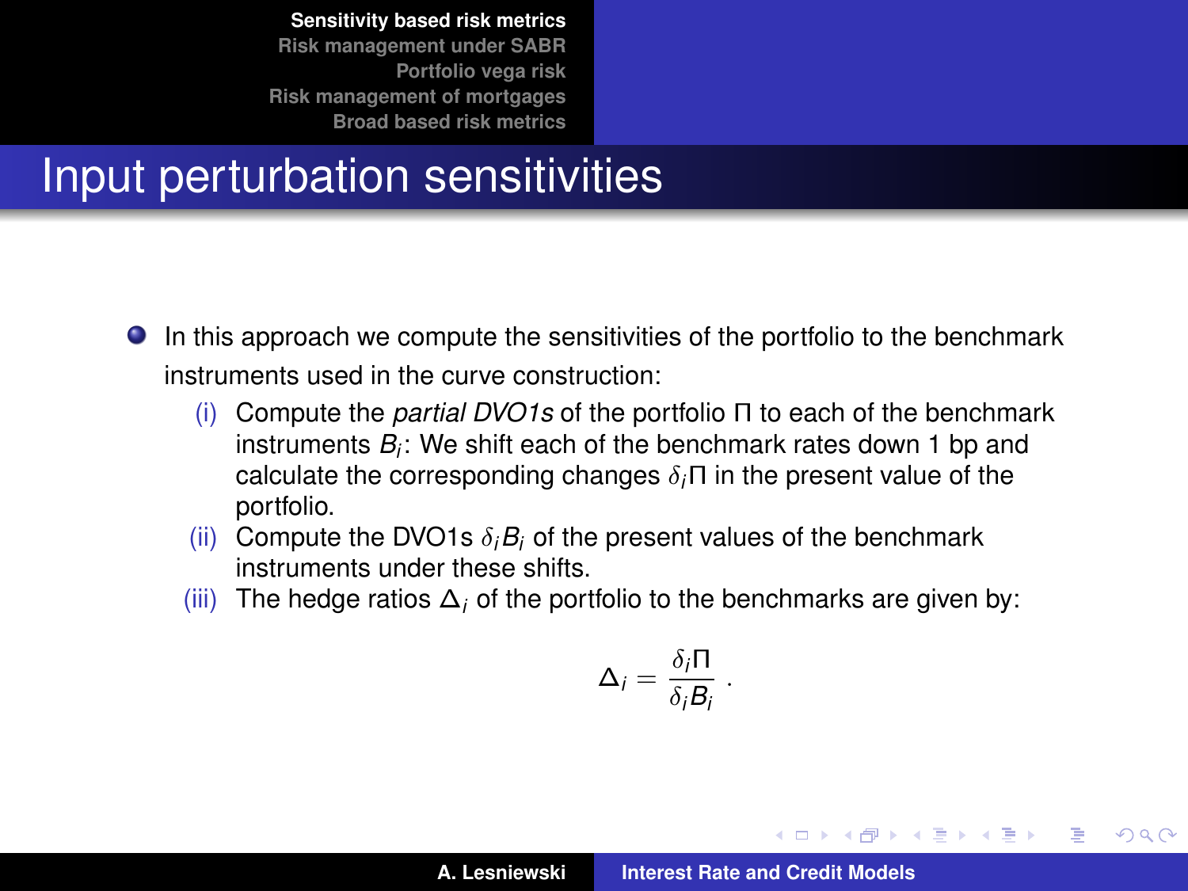# Input perturbation sensitivities

- In this approach we compute the sensitivities of the portfolio to the benchmark instruments used in the curve construction:
  - (i) Compute the *partial DVO1s* of the portfolio $\Pi$ to each of the benchmark instruments $B_i$: We shift each of the benchmark rates down 1 bp and calculate the corresponding changes $\delta_i \Pi$ in the present value of the portfolio.
  - (ii) Compute the DVO1s $\delta_i B_i$ of the present values of the benchmark instruments under these shifts.
  - (iii) The hedge ratios $\Delta_i$ of the portfolio to the benchmarks are given by:

$$\Delta_i = \frac{\delta_i \Pi}{\delta_i B_i} \,.$$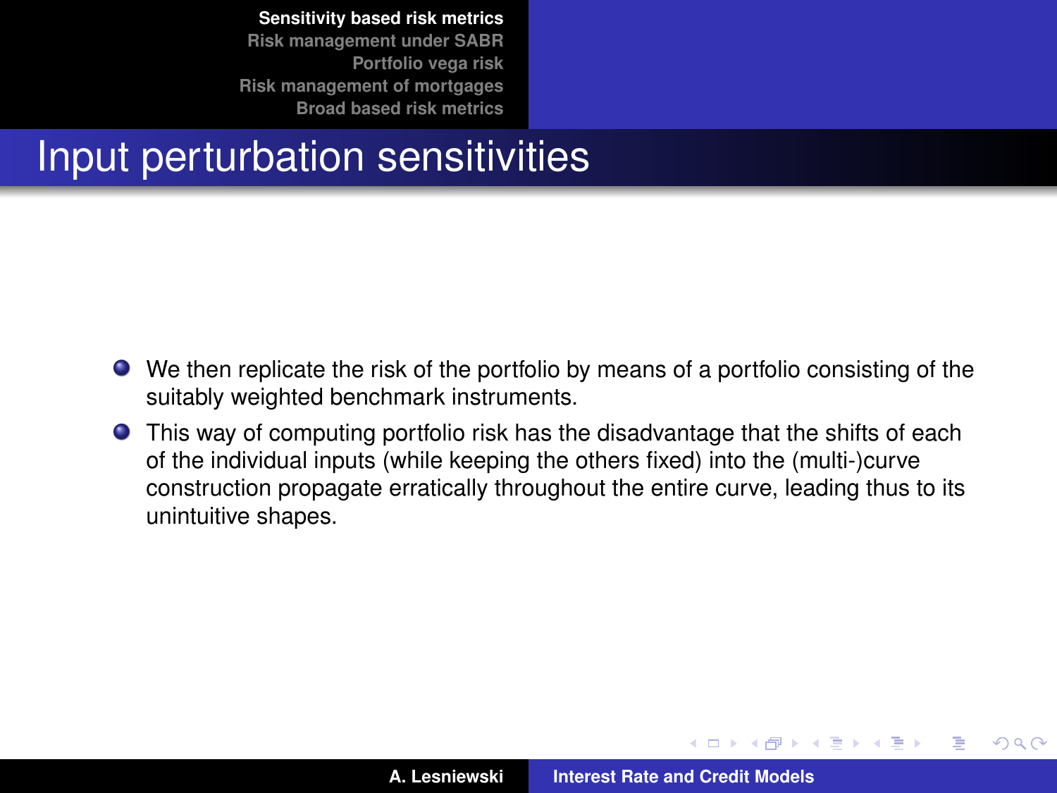# Input perturbation sensitivities

- We then replicate the risk of the portfolio by means of a portfolio consisting of the suitably weighted benchmark instruments.
- This way of computing portfolio risk has the disadvantage that the shifts of each of the individual inputs (while keeping the others fixed) into the (multi-)curve construction propagate erratically throughout the entire curve, leading thus to its unintuitive shapes.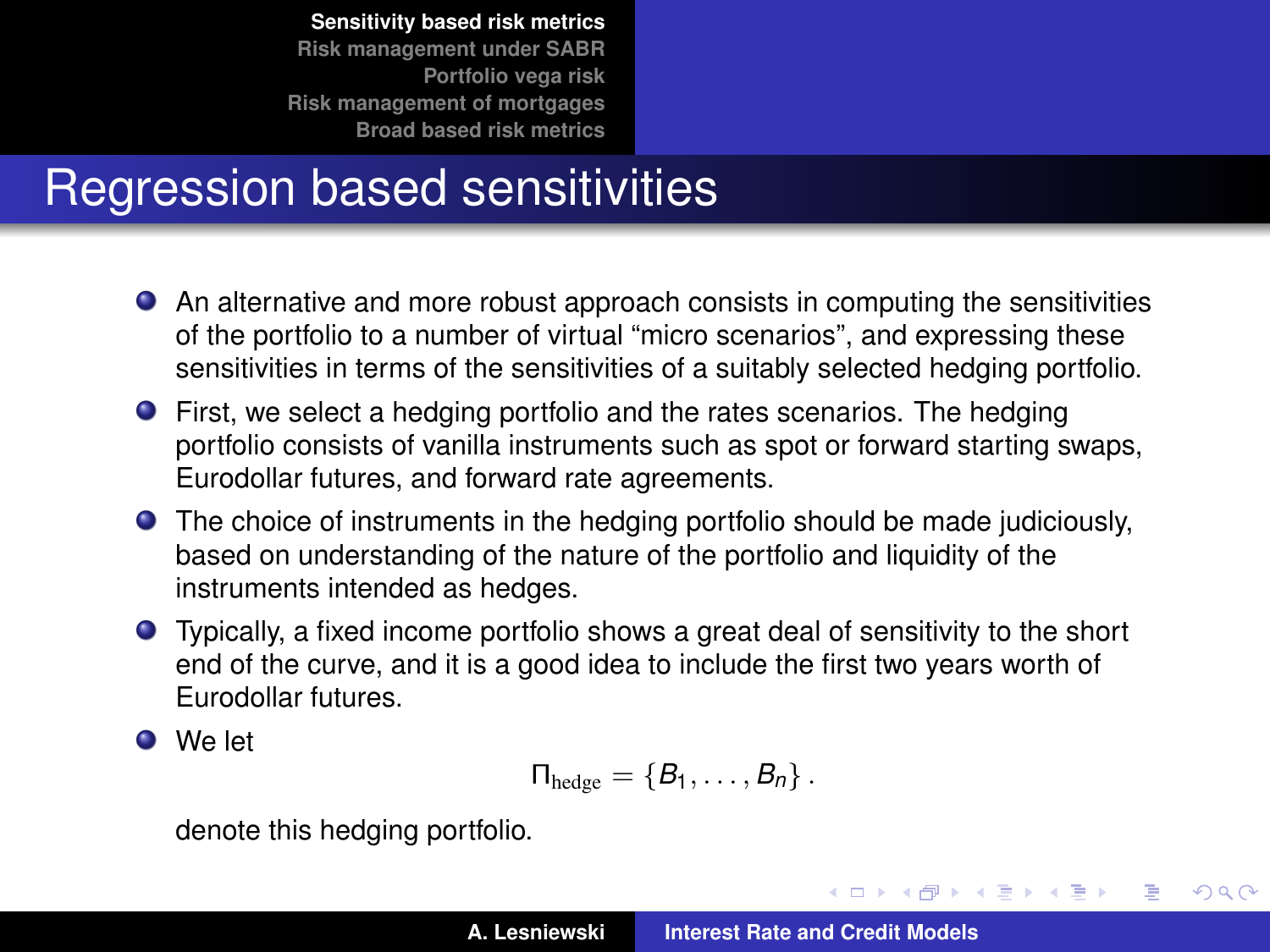# Regression based sensitivities

- An alternative and more robust approach consists in computing the sensitivities of the portfolio to a number of virtual "micro scenarios", and expressing these sensitivities in terms of the sensitivities of a suitably selected hedging portfolio.
- First, we select a hedging portfolio and the rates scenarios. The hedging portfolio consists of vanilla instruments such as spot or forward starting swaps, Eurodollar futures, and forward rate agreements.
- The choice of instruments in the hedging portfolio should be made judiciously, based on understanding of the nature of the portfolio and liquidity of the instruments intended as hedges.
- Typically, a fixed income portfolio shows a great deal of sensitivity to the short end of the curve, and it is a good idea to include the first two years worth of Eurodollar futures.
- We let

$$\Pi_{\mathrm{hedge}} = \{B_1, \ldots, B_n\} .$$

denote this hedging portfolio.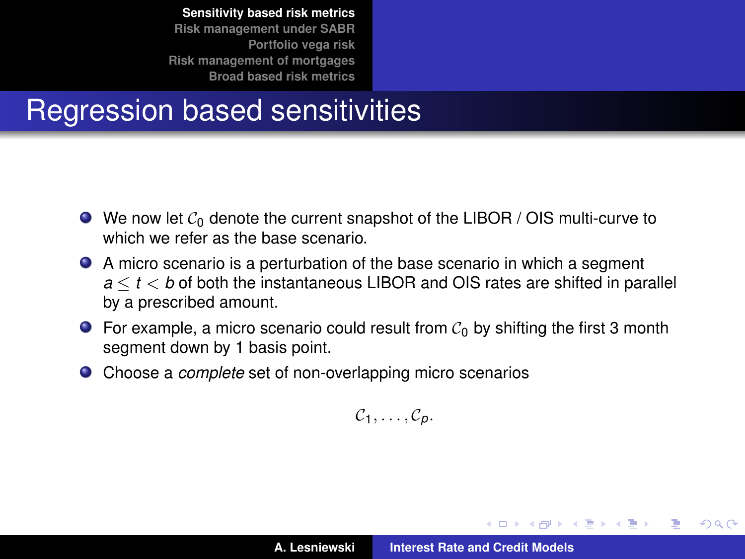## Regression based sensitivities

- We now let $\mathcal{C}_0$ denote the current snapshot of the LIBOR / OIS multi-curve to which we refer as the base scenario.
- A micro scenario is a perturbation of the base scenario in which a segment $a \leq t < b$ of both the instantaneous LIBOR and OIS rates are shifted in parallel by a prescribed amount.
- For example, a micro scenario could result from $\mathcal{C}_0$ by shifting the first 3 month segment down by 1 basis point.
- Choose a *complete* set of non-overlapping micro scenarios

$$\mathcal{C}_1, \ldots, \mathcal{C}_p.$$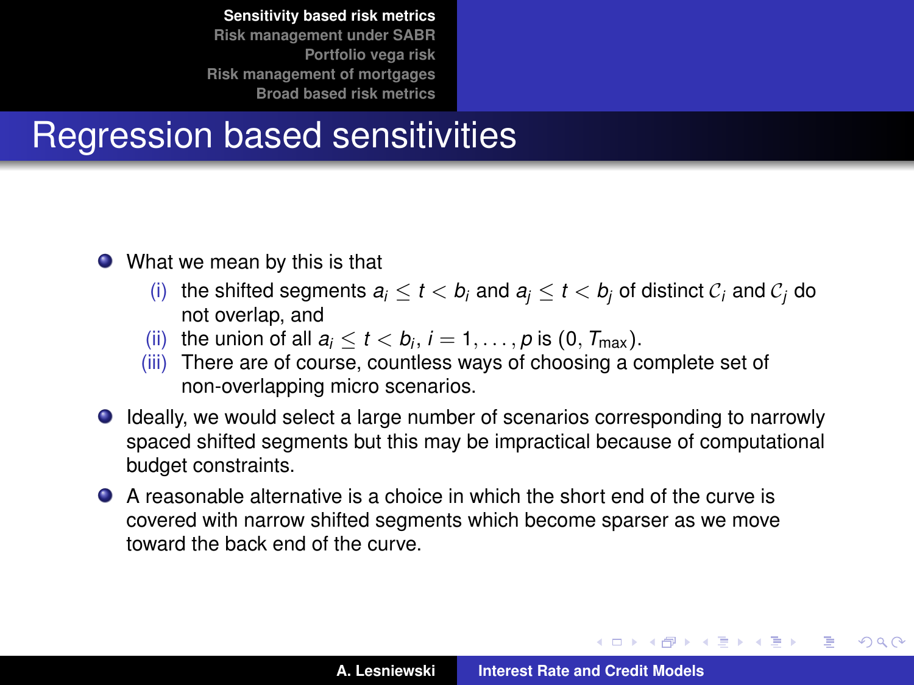## Regression based sensitivities

- What we mean by this is that
  - (i) the shifted segments $a_i \leq t < b_i$ and $a_j \leq t < b_j$ of distinct $\mathcal{C}_i$ and $\mathcal{C}_j$ do not overlap, and
  - (ii) the union of all $a_i \leq t < b_i$, $i = 1, \ldots, p$ is $(0, T_{\max})$.
  - (iii) There are of course, countless ways of choosing a complete set of non-overlapping micro scenarios.
- Ideally, we would select a large number of scenarios corresponding to narrowly spaced shifted segments but this may be impractical because of computational budget constraints.
- A reasonable alternative is a choice in which the short end of the curve is covered with narrow shifted segments which become sparser as we move toward the back end of the curve.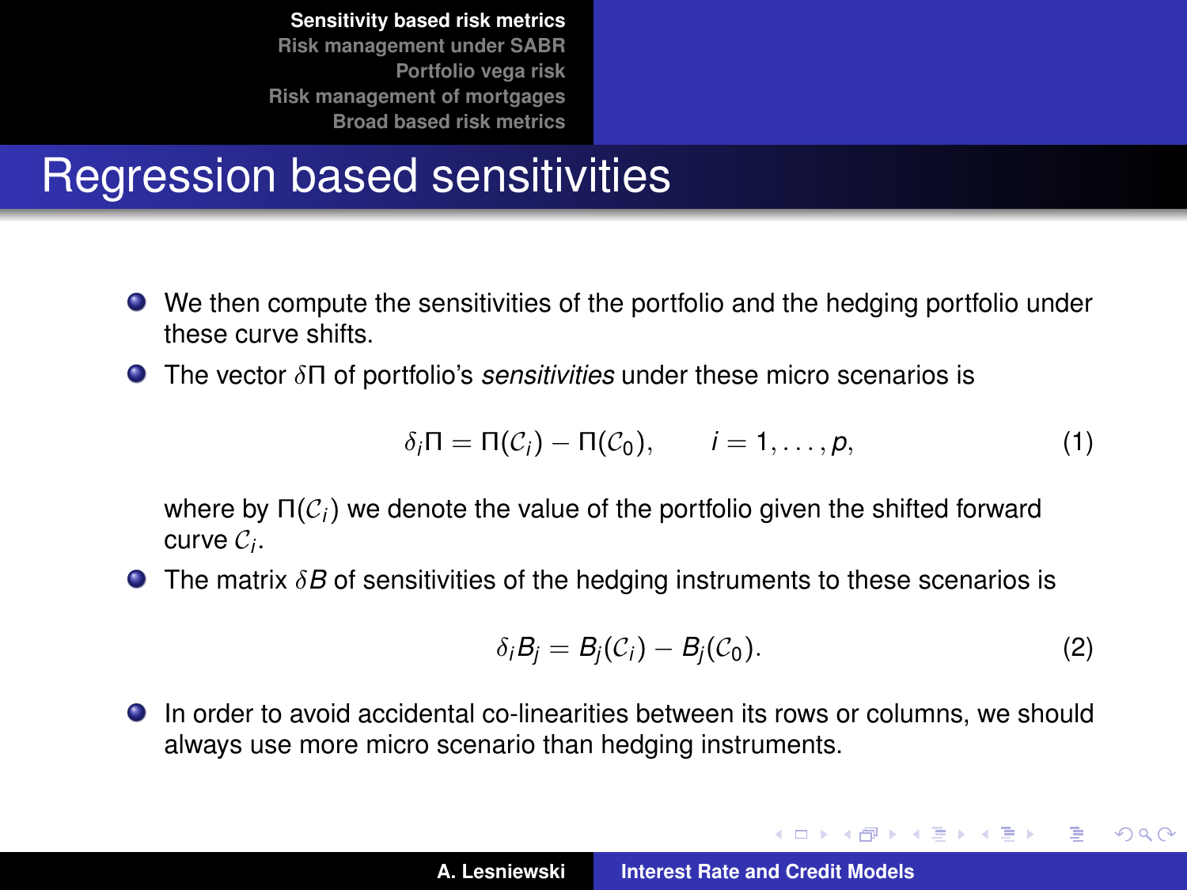# Regression based sensitivities

- We then compute the sensitivities of the portfolio and the hedging portfolio under these curve shifts.
- The vector $\delta\Pi$ of portfolio's *sensitivities* under these micro scenarios is

$$\delta_i \Pi = \Pi(\mathcal{C}_i) - \Pi(\mathcal{C}_0), \qquad i = 1, \ldots, p, \tag{1}$$

  where by $\Pi(\mathcal{C}_i)$ we denote the value of the portfolio given the shifted forward curve $\mathcal{C}_i$.
- The matrix $\delta B$ of sensitivities of the hedging instruments to these scenarios is

$$\delta_i B_j = B_j(\mathcal{C}_i) - B_j(\mathcal{C}_0). \tag{2}$$

- In order to avoid accidental co-linearities between its rows or columns, we should always use more micro scenario than hedging instruments.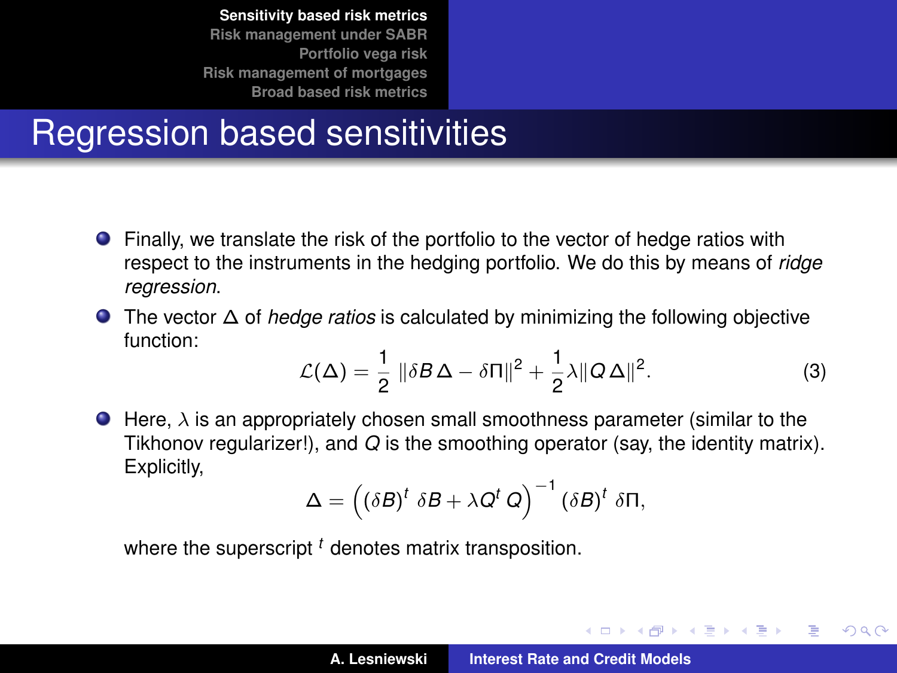# Regression based sensitivities

- Finally, we translate the risk of the portfolio to the vector of hedge ratios with respect to the instruments in the hedging portfolio. We do this by means of *ridge regression*.
- The vector $\Delta$ of *hedge ratios* is calculated by minimizing the following objective function:

$$\mathcal{L}(\Delta) = \frac{1}{2} \|\delta B \, \Delta - \delta \Pi\|^2 + \frac{1}{2} \lambda \|Q \, \Delta\|^2. \tag{3}$$

- Here, $\lambda$ is an appropriately chosen small smoothness parameter (similar to the Tikhonov regularizer!), and $Q$ is the smoothing operator (say, the identity matrix). Explicitly,

$$\Delta = \left( (\delta B)^t \, \delta B + \lambda Q^t \, Q \right)^{-1} (\delta B)^t \, \delta \Pi,$$

where the superscript $^t$ denotes matrix transposition.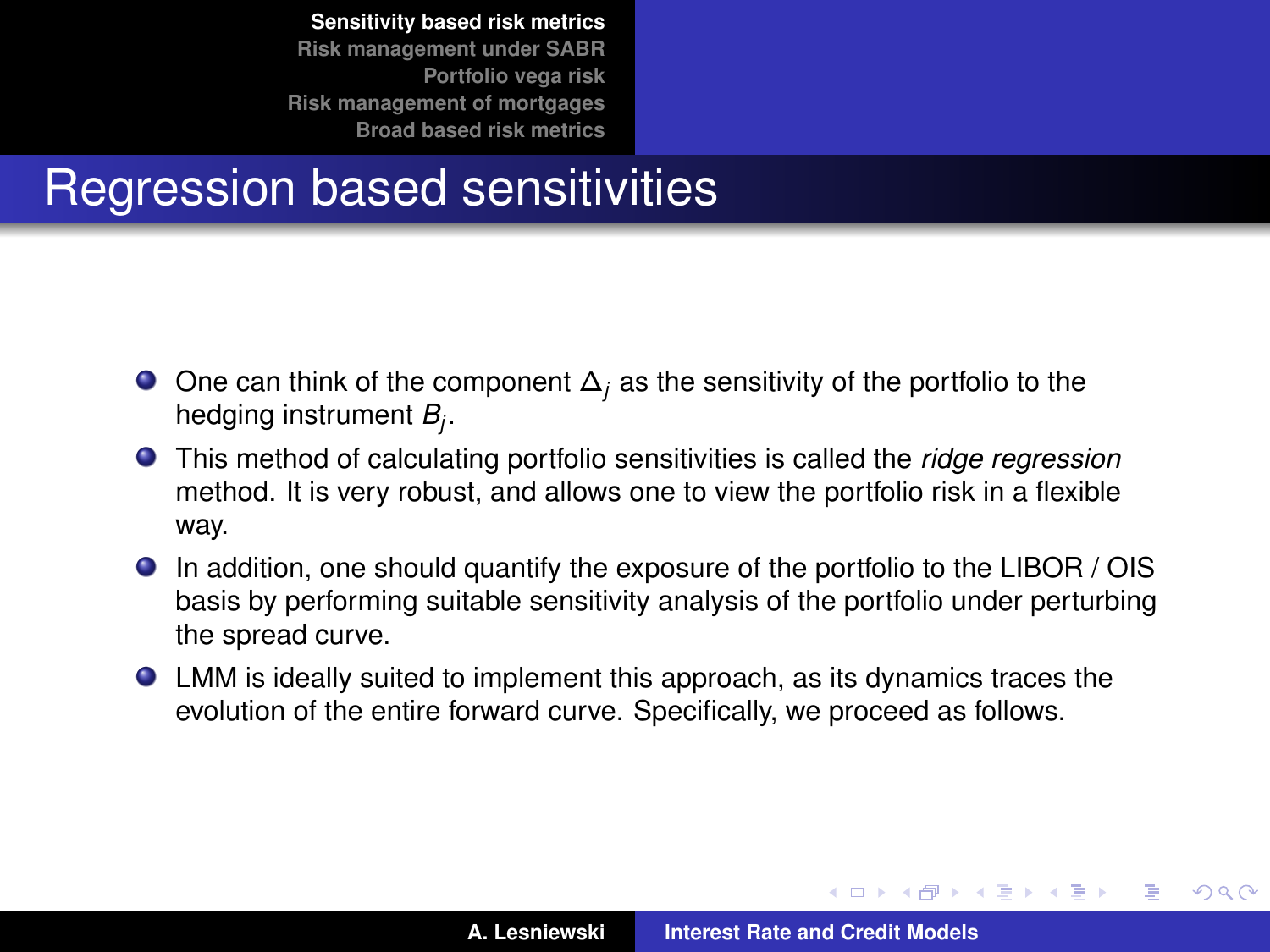## Regression based sensitivities

- One can think of the component $\Delta_j$ as the sensitivity of the portfolio to the hedging instrument $B_j$.
- This method of calculating portfolio sensitivities is called the *ridge regression* method. It is very robust, and allows one to view the portfolio risk in a flexible way.
- In addition, one should quantify the exposure of the portfolio to the LIBOR / OIS basis by performing suitable sensitivity analysis of the portfolio under perturbing the spread curve.
- LMM is ideally suited to implement this approach, as its dynamics traces the evolution of the entire forward curve. Specifically, we proceed as follows.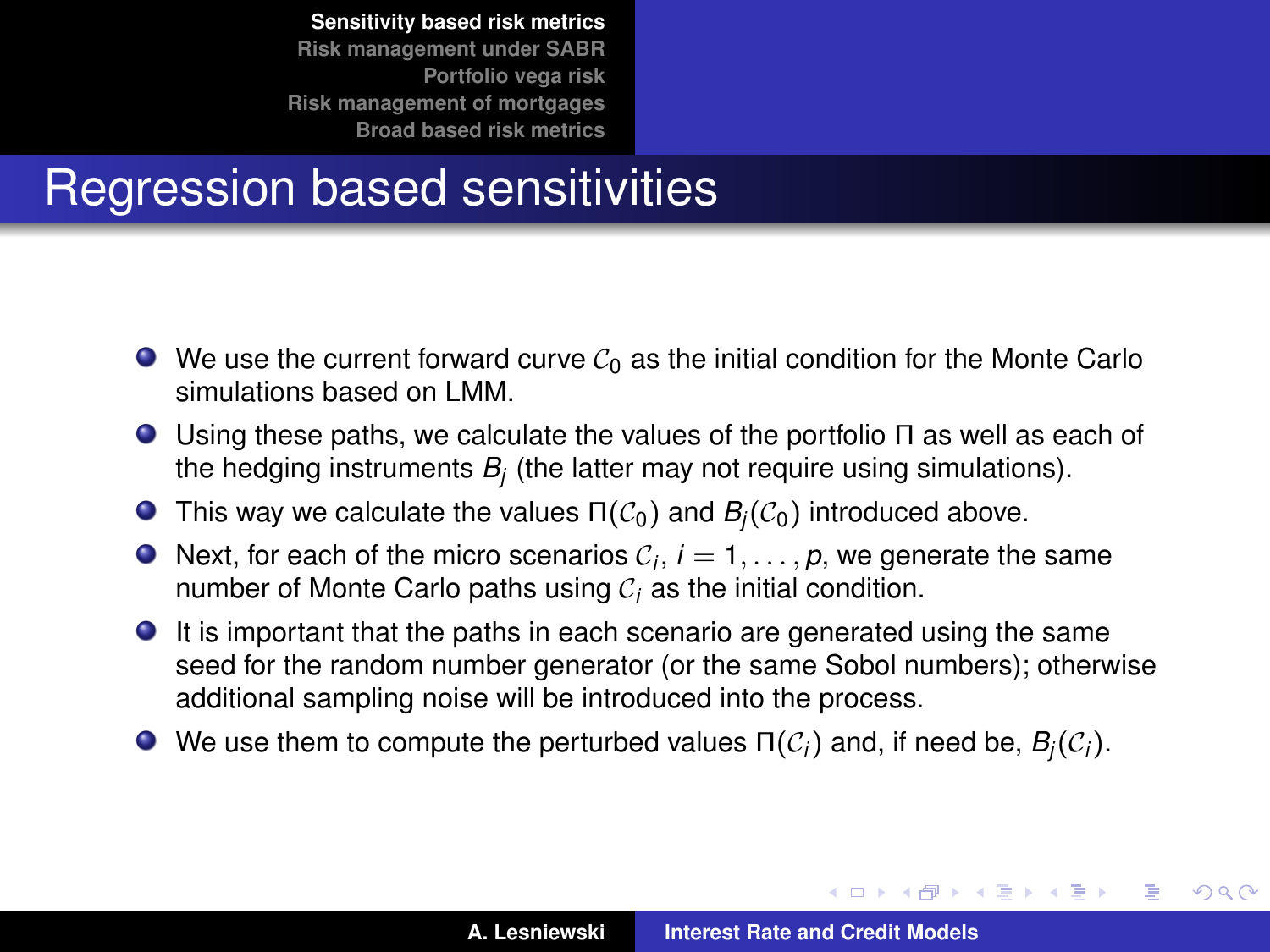# Regression based sensitivities

- We use the current forward curve $\mathcal{C}_0$ as the initial condition for the Monte Carlo simulations based on LMM.
- Using these paths, we calculate the values of the portfolio $\Pi$ as well as each of the hedging instruments $B_j$ (the latter may not require using simulations).
- This way we calculate the values $\Pi(\mathcal{C}_0)$ and $B_j(\mathcal{C}_0)$ introduced above.
- Next, for each of the micro scenarios $\mathcal{C}_i$, $i = 1, \ldots, p$, we generate the same number of Monte Carlo paths using $\mathcal{C}_i$ as the initial condition.
- It is important that the paths in each scenario are generated using the same seed for the random number generator (or the same Sobol numbers); otherwise additional sampling noise will be introduced into the process.
- We use them to compute the perturbed values $\Pi(\mathcal{C}_i)$ and, if need be, $B_j(\mathcal{C}_i)$.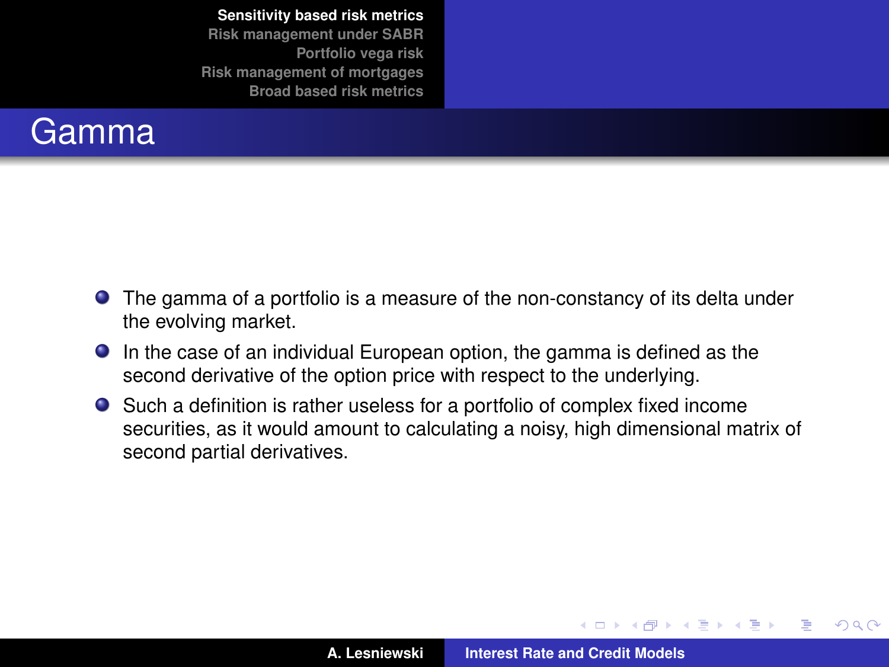# Gamma

- The gamma of a portfolio is a measure of the non-constancy of its delta under the evolving market.
- In the case of an individual European option, the gamma is defined as the second derivative of the option price with respect to the underlying.
- Such a definition is rather useless for a portfolio of complex fixed income securities, as it would amount to calculating a noisy, high dimensional matrix of second partial derivatives.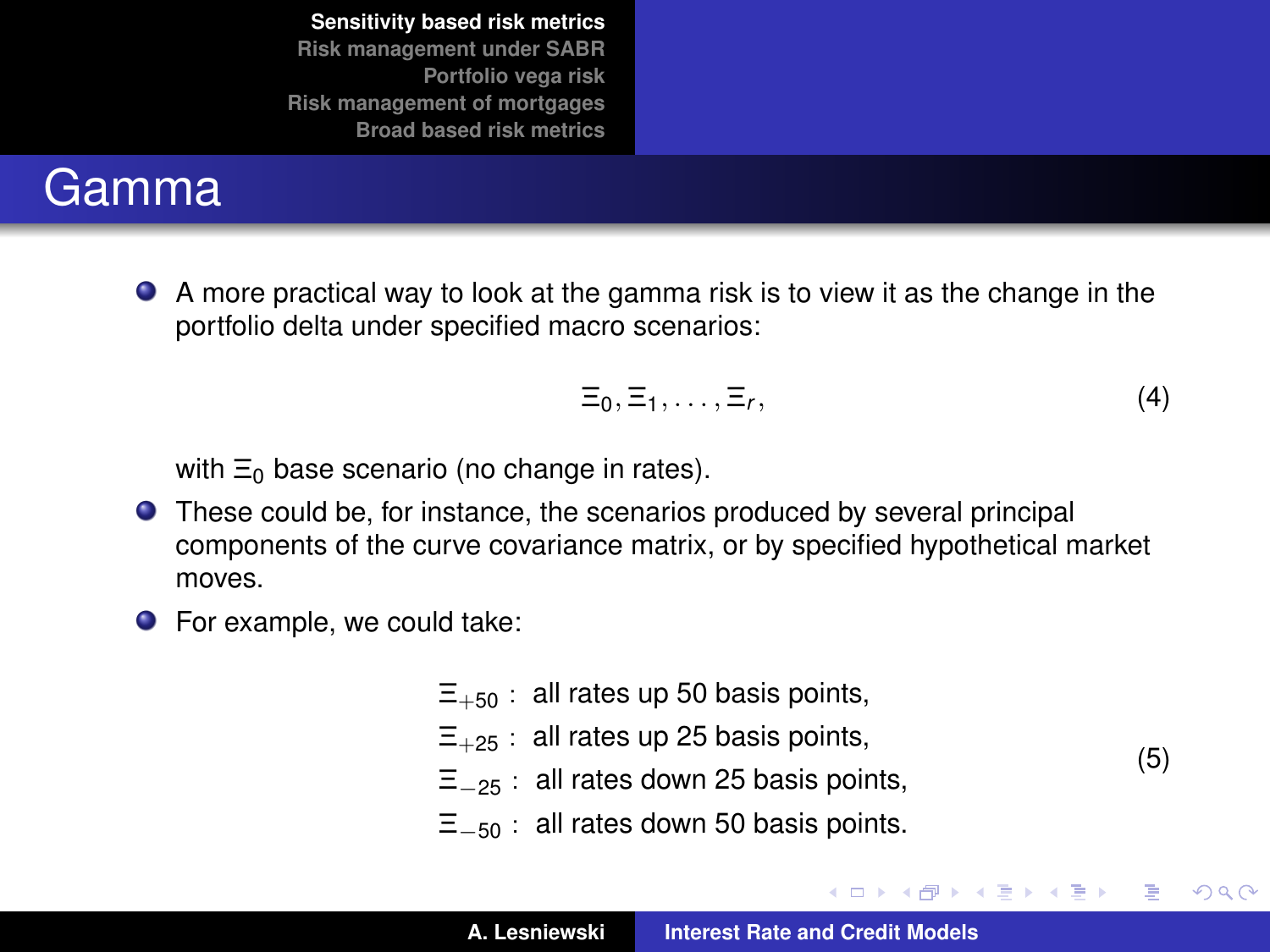# Gamma

- A more practical way to look at the gamma risk is to view it as the change in the portfolio delta under specified macro scenarios:

$$\Xi_0, \Xi_1, \ldots, \Xi_r, \tag{4}$$

with $\Xi_0$ base scenario (no change in rates).

- These could be, for instance, the scenarios produced by several principal components of the curve covariance matrix, or by specified hypothetical market moves.
- For example, we could take:

$$\begin{aligned}
\Xi_{+50} &: \text{ all rates up 50 basis points,} \\
\Xi_{+25} &: \text{ all rates up 25 basis points,} \\
\Xi_{-25} &: \text{ all rates down 25 basis points,} \\
\Xi_{-50} &: \text{ all rates down 50 basis points.}
\end{aligned} \tag{5}$$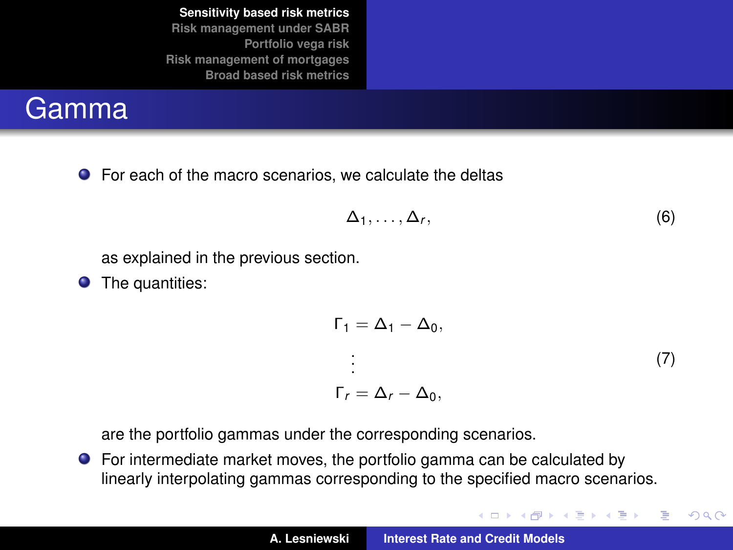# Gamma

- For each of the macro scenarios, we calculate the deltas

$$\Delta_1, \ldots, \Delta_r, \tag{6}$$

as explained in the previous section.

- The quantities:

$$\begin{aligned} \Gamma_1 &= \Delta_1 - \Delta_0, \\ &\vdots \\ \Gamma_r &= \Delta_r - \Delta_0, \end{aligned} \tag{7}$$

are the portfolio gammas under the corresponding scenarios.

- For intermediate market moves, the portfolio gamma can be calculated by linearly interpolating gammas corresponding to the specified macro scenarios.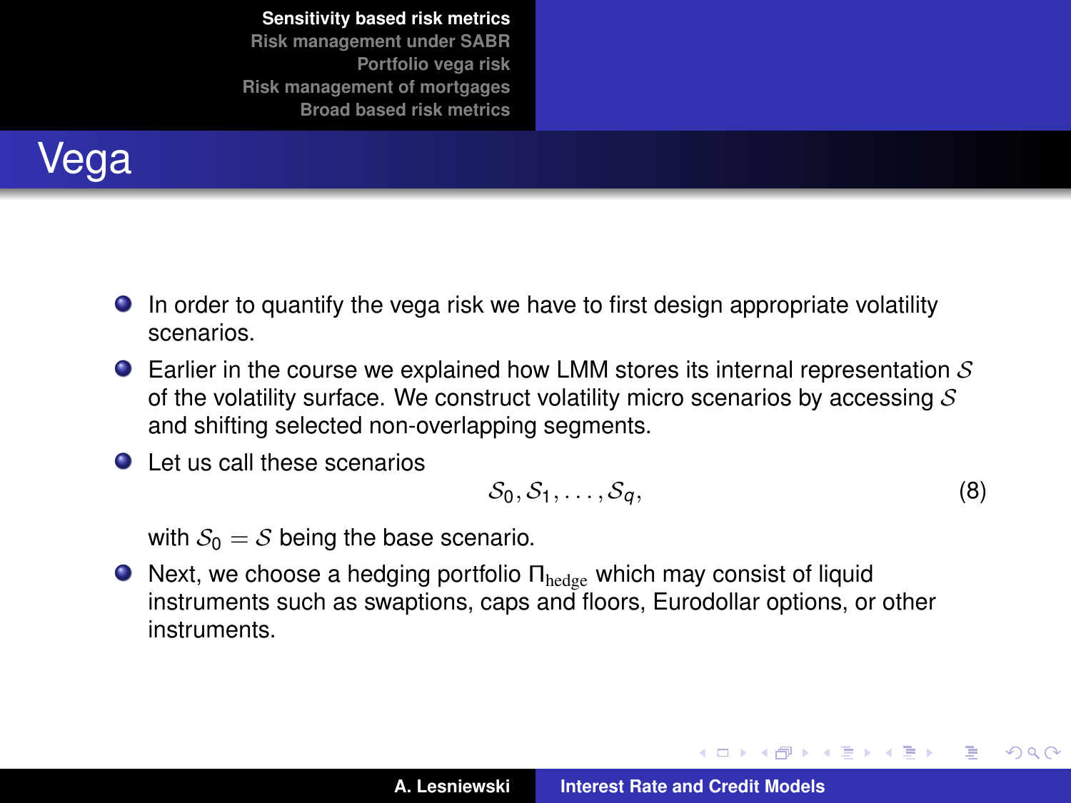# Vega

- In order to quantify the vega risk we have to first design appropriate volatility scenarios.
- Earlier in the course we explained how LMM stores its internal representation $\mathcal{S}$ of the volatility surface. We construct volatility micro scenarios by accessing $\mathcal{S}$ and shifting selected non-overlapping segments.
- Let us call these scenarios

$$\mathcal{S}_0, \mathcal{S}_1, \ldots, \mathcal{S}_q, \tag{8}$$

  with $\mathcal{S}_0 = \mathcal{S}$ being the base scenario.
- Next, we choose a hedging portfolio $\Pi_{\text{hedge}}$ which may consist of liquid instruments such as swaptions, caps and floors, Eurodollar options, or other instruments.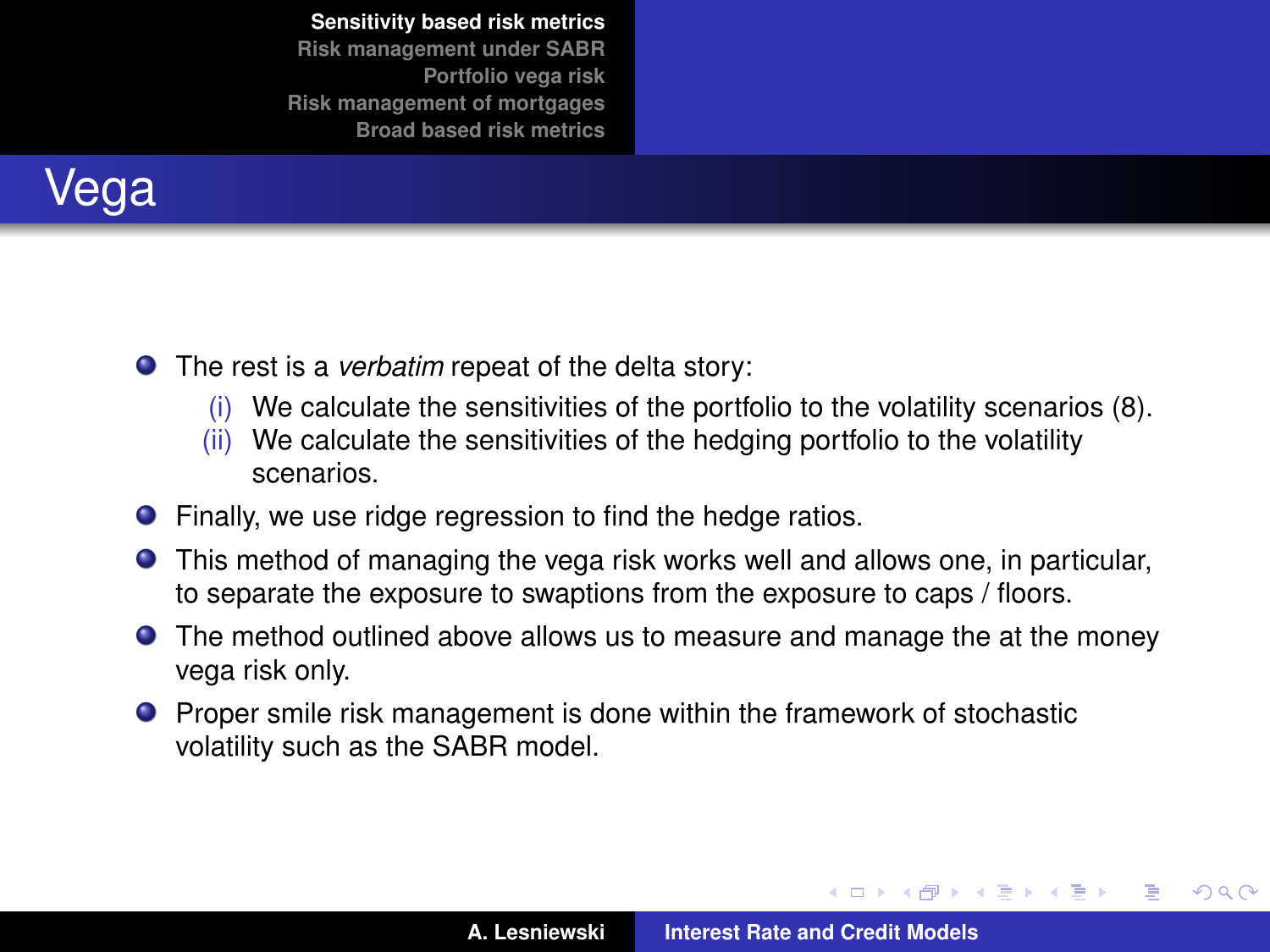# Vega

- The rest is a *verbatim* repeat of the delta story:
  - (i) We calculate the sensitivities of the portfolio to the volatility scenarios (8).
  - (ii) We calculate the sensitivities of the hedging portfolio to the volatility scenarios.
- Finally, we use ridge regression to find the hedge ratios.
- This method of managing the vega risk works well and allows one, in particular, to separate the exposure to swaptions from the exposure to caps / floors.
- The method outlined above allows us to measure and manage the at the money vega risk only.
- Proper smile risk management is done within the framework of stochastic volatility such as the SABR model.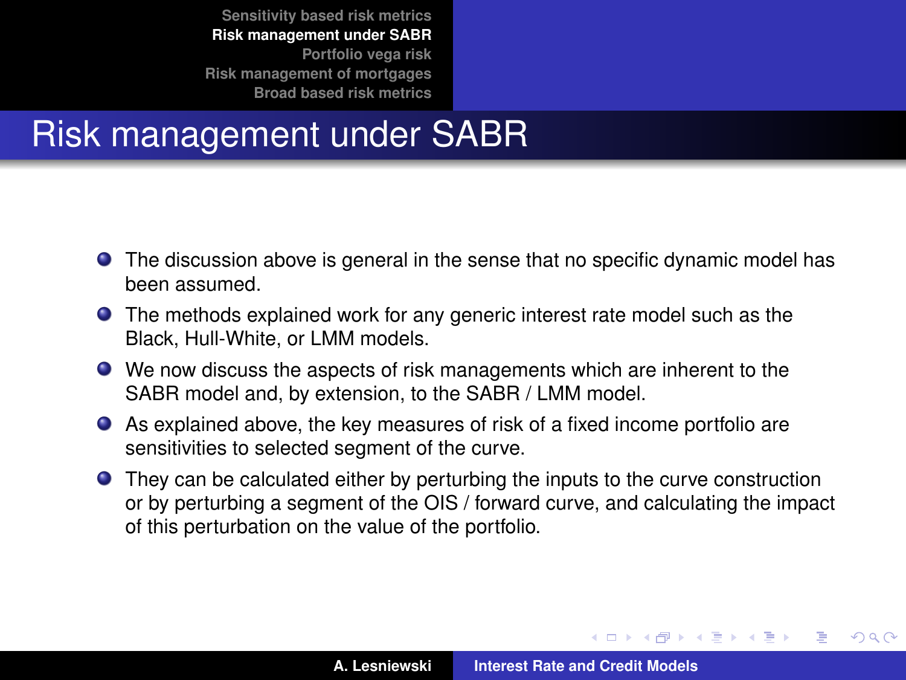# Risk management under SABR

- The discussion above is general in the sense that no specific dynamic model has been assumed.
- The methods explained work for any generic interest rate model such as the Black, Hull-White, or LMM models.
- We now discuss the aspects of risk managements which are inherent to the SABR model and, by extension, to the SABR / LMM model.
- As explained above, the key measures of risk of a fixed income portfolio are sensitivities to selected segment of the curve.
- They can be calculated either by perturbing the inputs to the curve construction or by perturbing a segment of the OIS / forward curve, and calculating the impact of this perturbation on the value of the portfolio.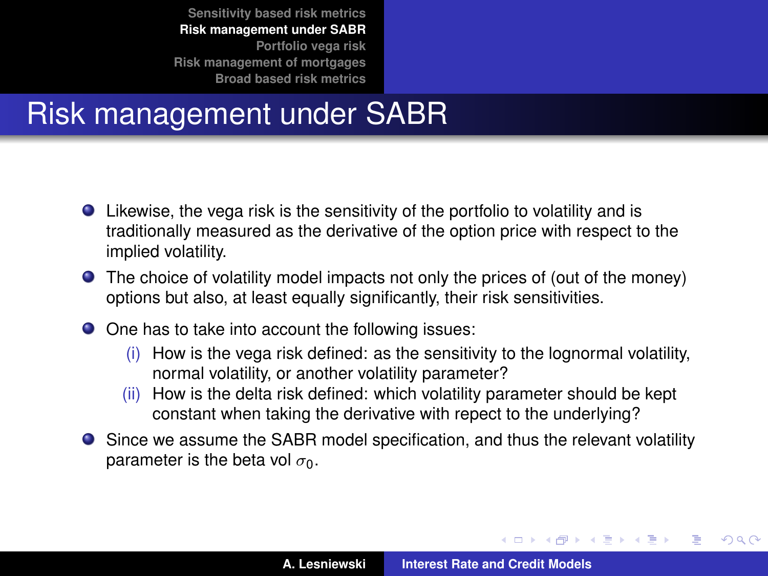# Risk management under SABR

- Likewise, the vega risk is the sensitivity of the portfolio to volatility and is traditionally measured as the derivative of the option price with respect to the implied volatility.
- The choice of volatility model impacts not only the prices of (out of the money) options but also, at least equally significantly, their risk sensitivities.
- One has to take into account the following issues:
  - (i) How is the vega risk defined: as the sensitivity to the lognormal volatility, normal volatility, or another volatility parameter?
  - (ii) How is the delta risk defined: which volatility parameter should be kept constant when taking the derivative with repect to the underlying?
- Since we assume the SABR model specification, and thus the relevant volatility parameter is the beta vol $\sigma_0$.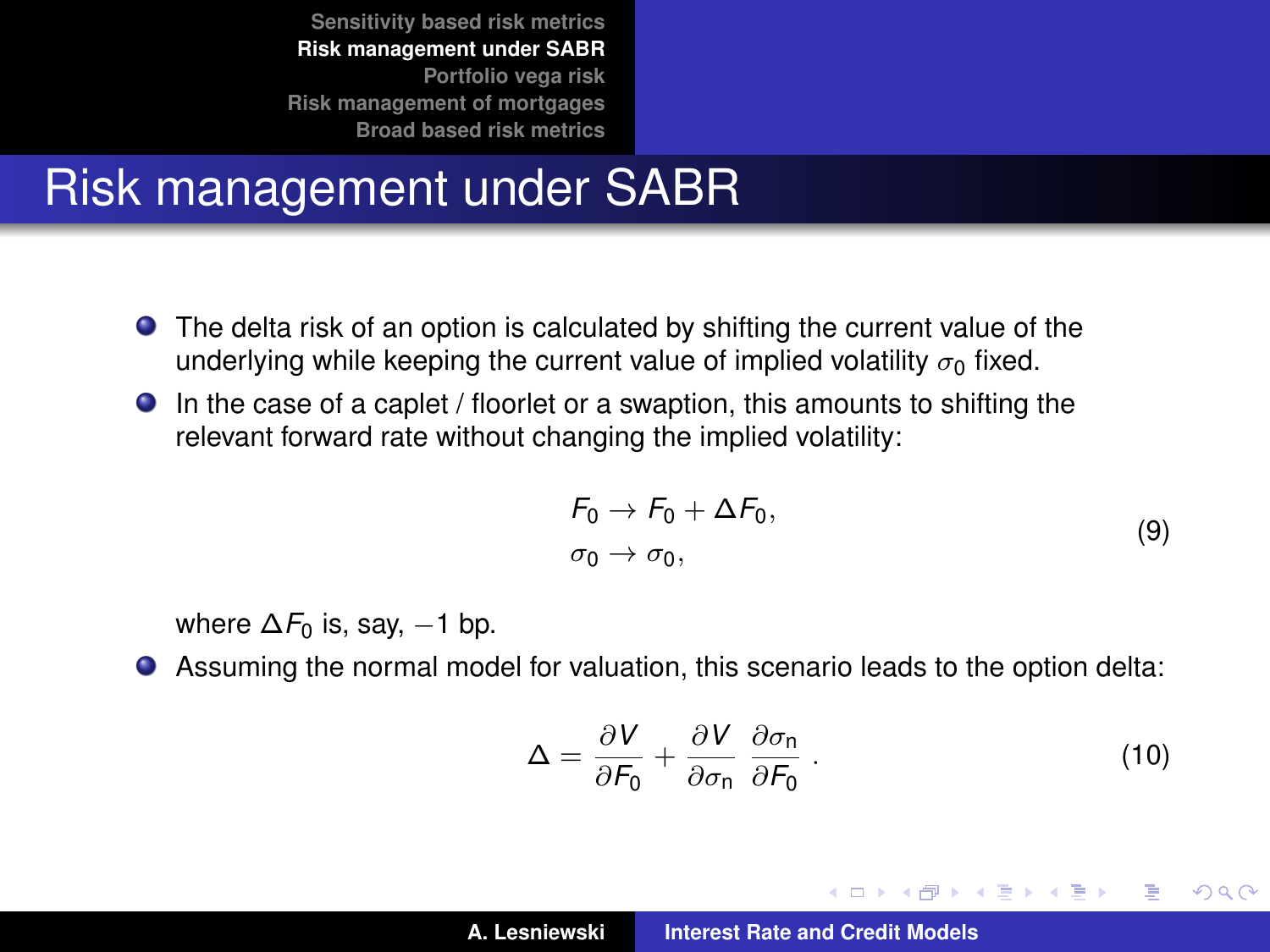# Risk management under SABR

- The delta risk of an option is calculated by shifting the current value of the underlying while keeping the current value of implied volatility $\sigma_0$ fixed.
- In the case of a caplet / floorlet or a swaption, this amounts to shifting the relevant forward rate without changing the implied volatility:

$$
\begin{aligned}
F_0 &\to F_0 + \Delta F_0, \\
\sigma_0 &\to \sigma_0,
\end{aligned}
\tag{9}
$$

where $\Delta F_0$ is, say, $-1$ bp.

- Assuming the normal model for valuation, this scenario leads to the option delta:

$$
\Delta = \frac{\partial V}{\partial F_0} + \frac{\partial V}{\partial \sigma_{\mathrm{n}}} \frac{\partial \sigma_{\mathrm{n}}}{\partial F_0} \, . \tag{10}
$$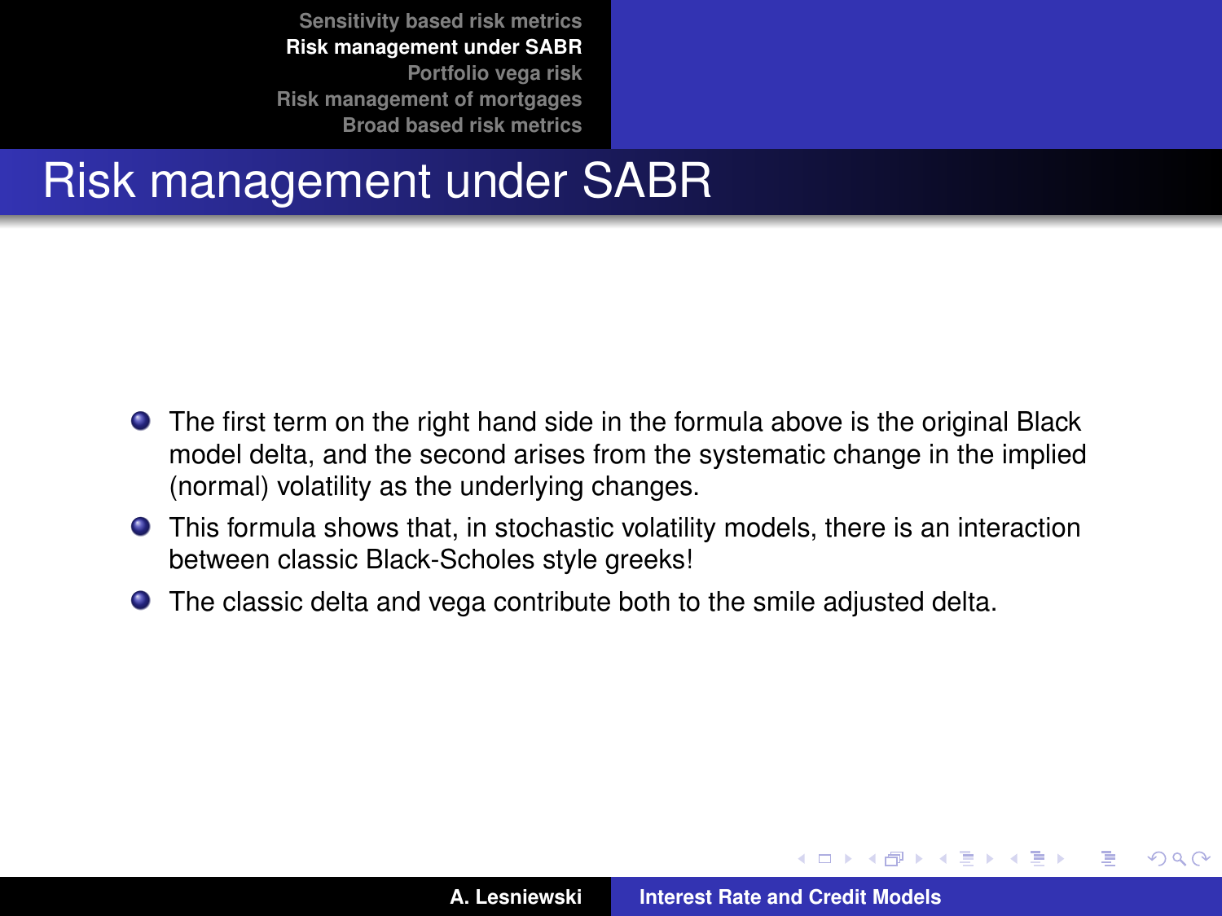# Risk management under SABR

- The first term on the right hand side in the formula above is the original Black model delta, and the second arises from the systematic change in the implied (normal) volatility as the underlying changes.
- This formula shows that, in stochastic volatility models, there is an interaction between classic Black-Scholes style greeks!
- The classic delta and vega contribute both to the smile adjusted delta.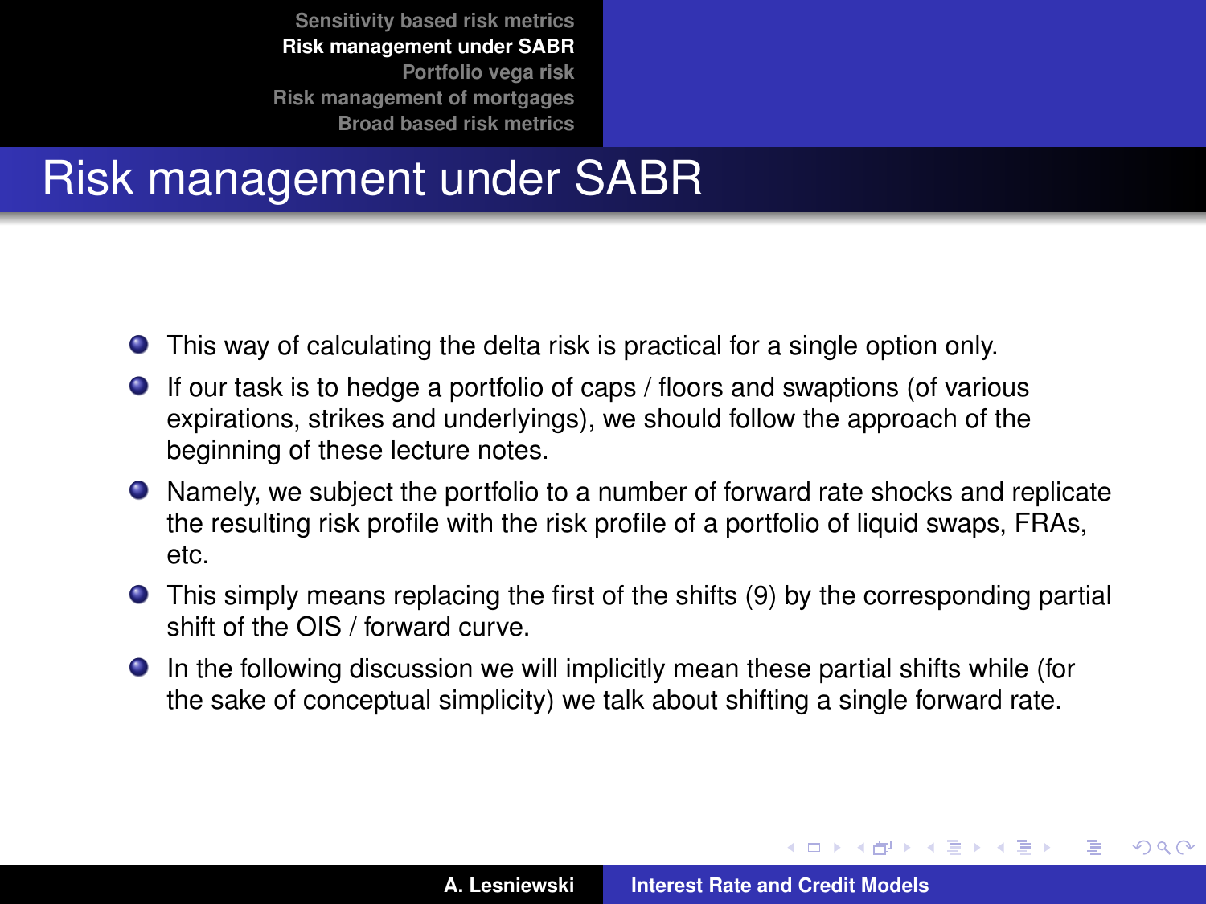# Risk management under SABR

- This way of calculating the delta risk is practical for a single option only.
- If our task is to hedge a portfolio of caps / floors and swaptions (of various expirations, strikes and underlyings), we should follow the approach of the beginning of these lecture notes.
- Namely, we subject the portfolio to a number of forward rate shocks and replicate the resulting risk profile with the risk profile of a portfolio of liquid swaps, FRAs, etc.
- This simply means replacing the first of the shifts (9) by the corresponding partial shift of the OIS / forward curve.
- In the following discussion we will implicitly mean these partial shifts while (for the sake of conceptual simplicity) we talk about shifting a single forward rate.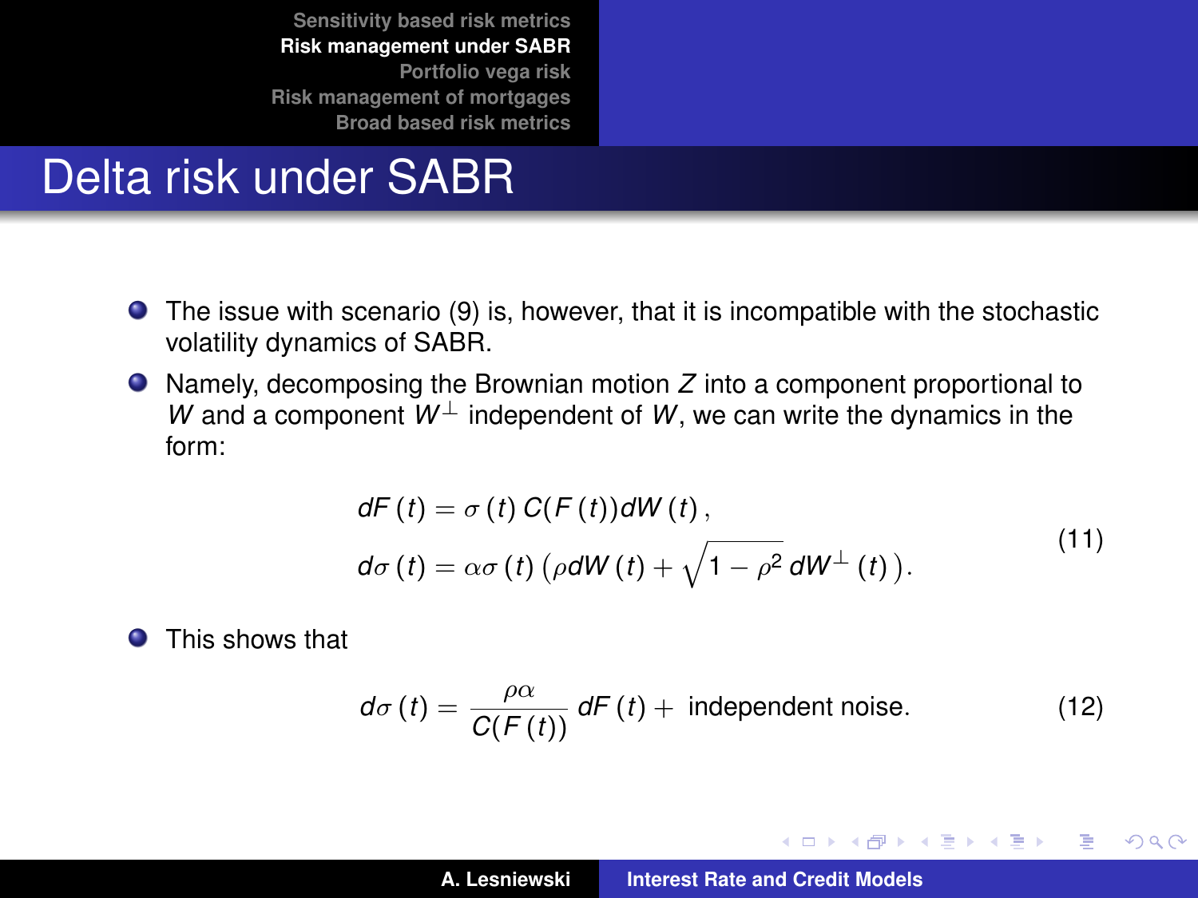# Delta risk under SABR

- The issue with scenario (9) is, however, that it is incompatible with the stochastic volatility dynamics of SABR.
- Namely, decomposing the Brownian motion $Z$ into a component proportional to $W$ and a component $W^{\perp}$ independent of $W$, we can write the dynamics in the form:

$$
\begin{aligned}
dF(t) &= \sigma(t)\, C(F(t)) dW(t), \\
d\sigma(t) &= \alpha\sigma(t)\left(\rho dW(t) + \sqrt{1-\rho^2}\, dW^{\perp}(t)\right).
\end{aligned}
\tag{11}
$$

- This shows that

$$
d\sigma(t) = \frac{\rho\alpha}{C(F(t))}\, dF(t) + \text{ independent noise.} \tag{12}
$$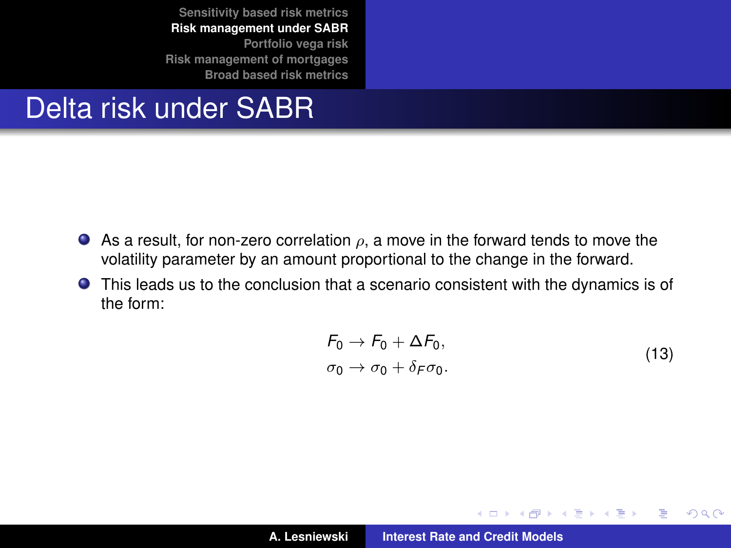# Delta risk under SABR

- As a result, for non-zero correlation $\rho$, a move in the forward tends to move the volatility parameter by an amount proportional to the change in the forward.
- This leads us to the conclusion that a scenario consistent with the dynamics is of the form:

$$
\begin{aligned}
F_0 &\to F_0 + \Delta F_0, \\
\sigma_0 &\to \sigma_0 + \delta_F \sigma_0 .
\end{aligned}
\tag{13}
$$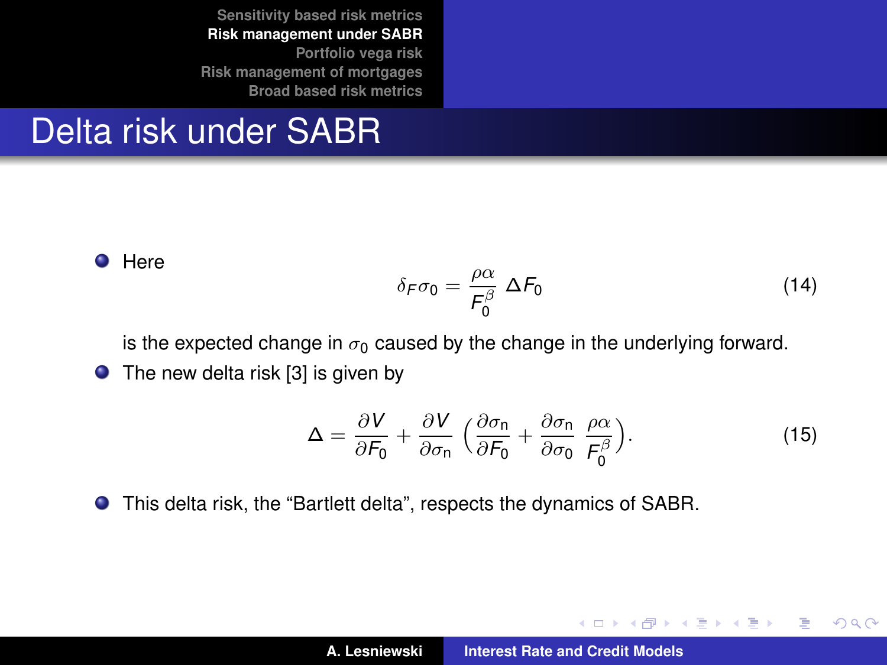# Delta risk under SABR

- Here

$$\delta_F \sigma_0 = \frac{\rho\alpha}{F_0^\beta}\,\Delta F_0 \tag{14}$$

is the expected change in $\sigma_0$ caused by the change in the underlying forward.

- The new delta risk [3] is given by

$$\Delta = \frac{\partial V}{\partial F_0} + \frac{\partial V}{\partial \sigma_n}\Big(\frac{\partial \sigma_n}{\partial F_0} + \frac{\partial \sigma_n}{\partial \sigma_0}\,\frac{\rho\alpha}{F_0^\beta}\Big). \tag{15}$$

- This delta risk, the "Bartlett delta", respects the dynamics of SABR.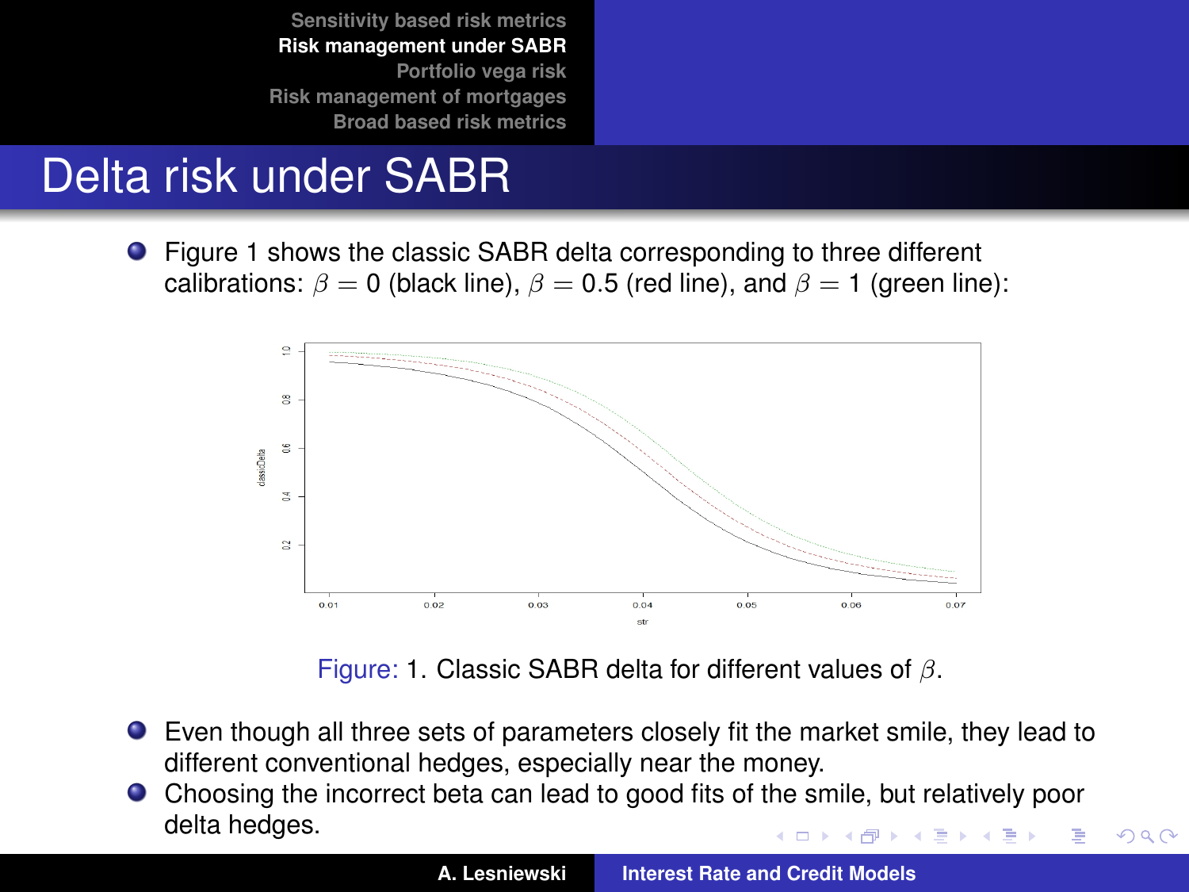# Delta risk under SABR

- Figure 1 shows the classic SABR delta corresponding to three different calibrations: $\beta = 0$ (black line), $\beta = 0.5$ (red line), and $\beta = 1$ (green line):

Figure: 1. Classic SABR delta for different values of $\beta$.

- Even though all three sets of parameters closely fit the market smile, they lead to different conventional hedges, especially near the money.
- Choosing the incorrect beta can lead to good fits of the smile, but relatively poor delta hedges.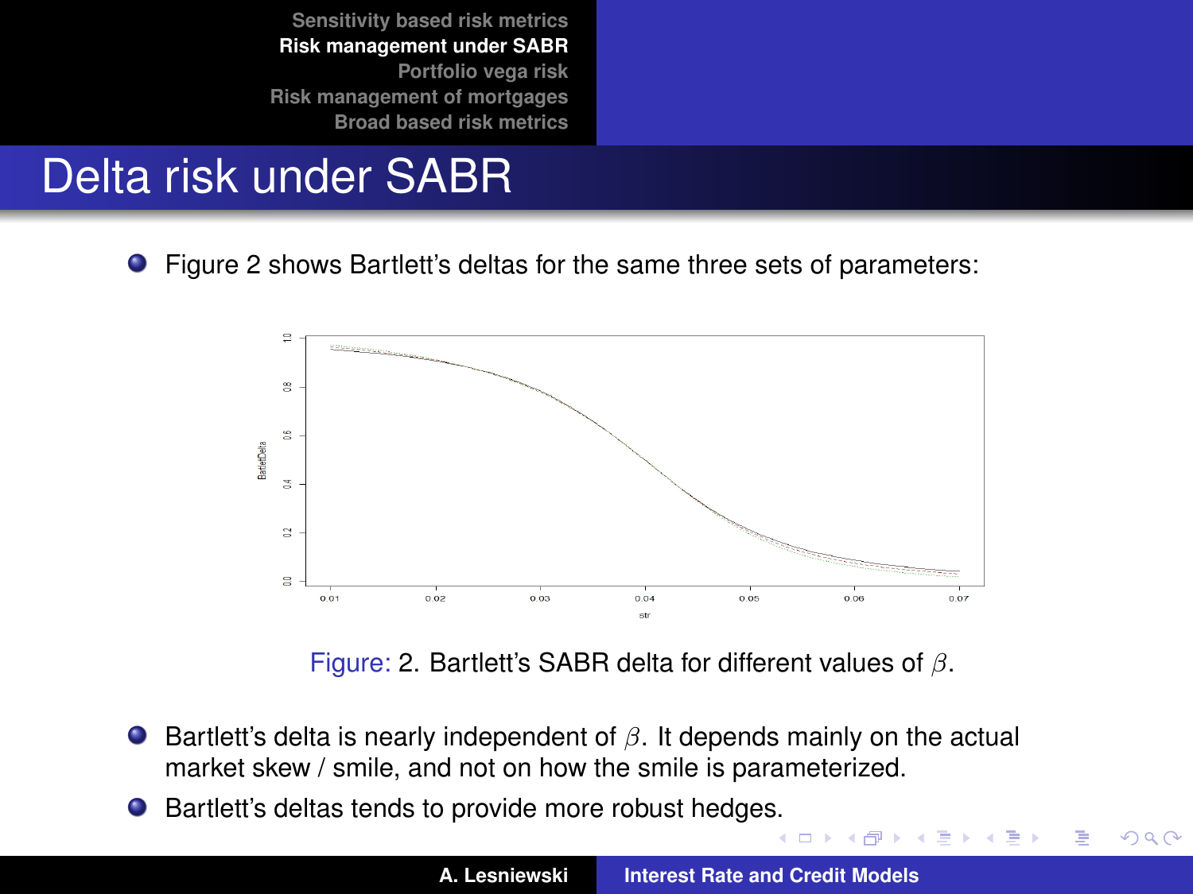# Delta risk under SABR

- Figure 2 shows Bartlett's deltas for the same three sets of parameters:

Figure: 2. Bartlett's SABR delta for different values of $\beta$.

- Bartlett's delta is nearly independent of $\beta$. It depends mainly on the actual market skew / smile, and not on how the smile is parameterized.
- Bartlett's deltas tends to provide more robust hedges.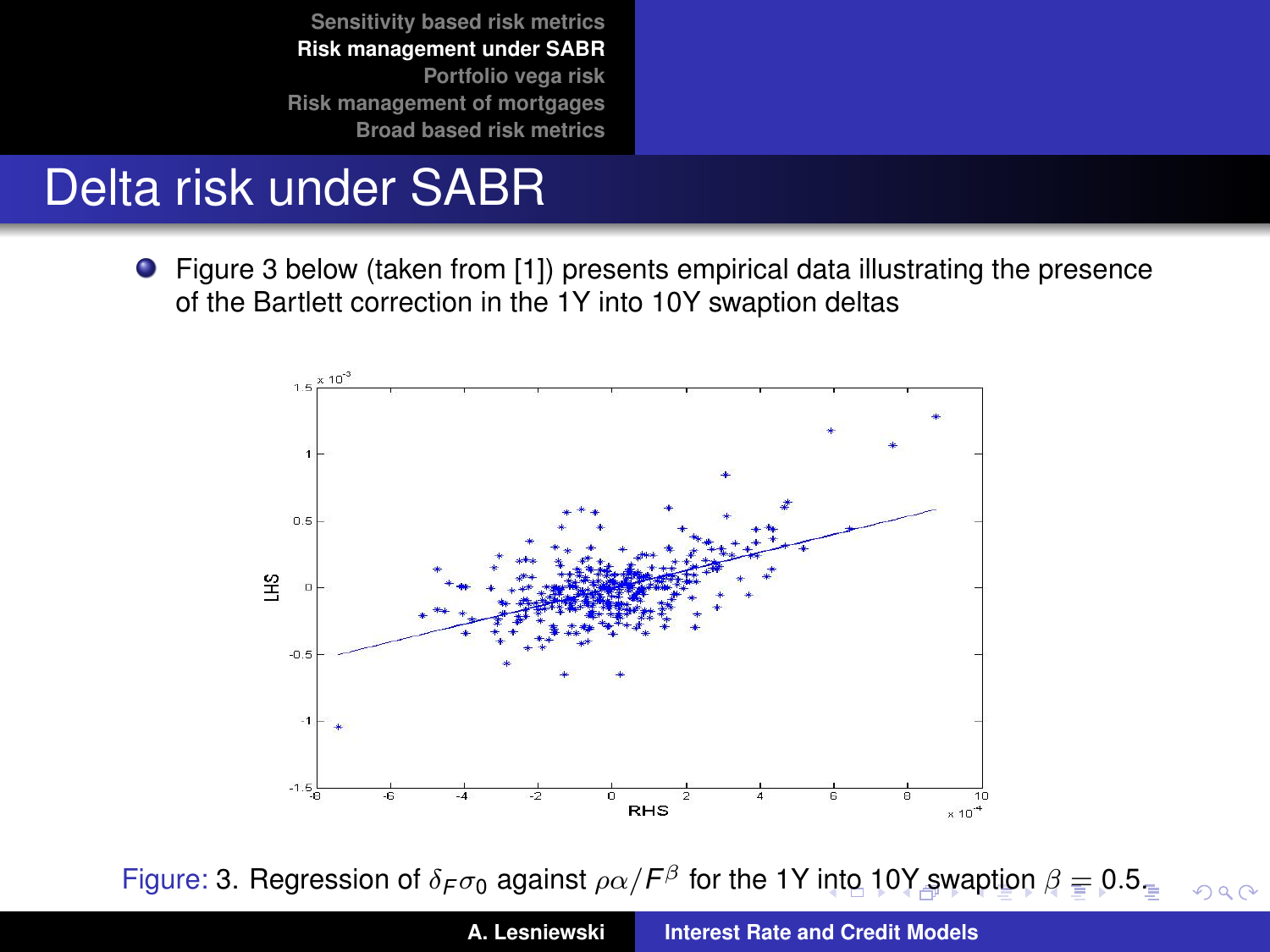# Delta risk under SABR

- Figure 3 below (taken from [1]) presents empirical data illustrating the presence of the Bartlett correction in the 1Y into 10Y swaption deltas

Figure: 3. Regression of $\delta_F \sigma_0$ against $\rho\alpha / F^\beta$ for the 1Y into 10Y swaption $\beta = 0.5$.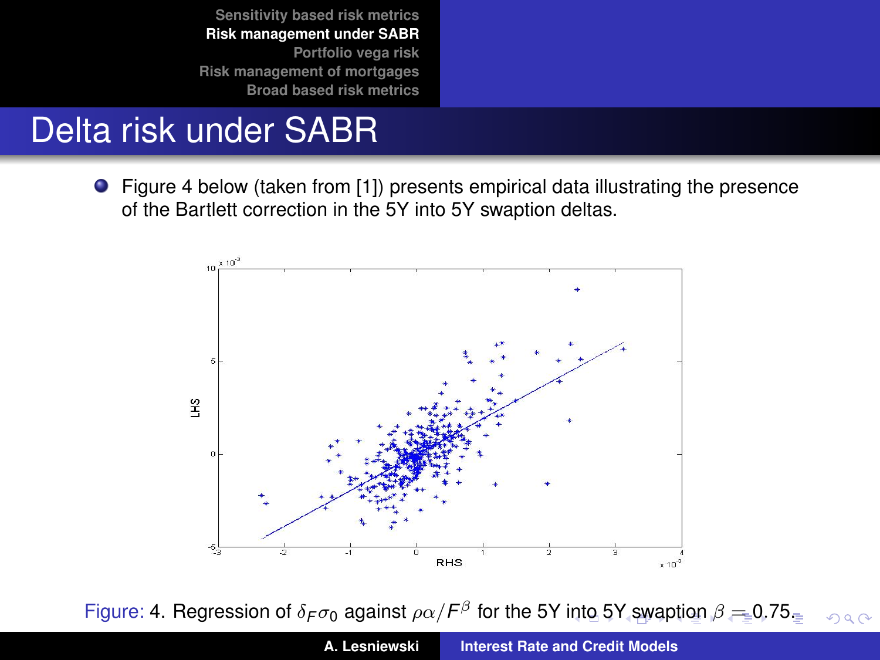# Delta risk under SABR

- Figure 4 below (taken from [1]) presents empirical data illustrating the presence of the Bartlett correction in the 5Y into 5Y swaption deltas.

Figure: 4. Regression of $\delta_F \sigma_0$ against $\rho\alpha / F^\beta$ for the 5Y into 5Y swaption $\beta = 0.75$.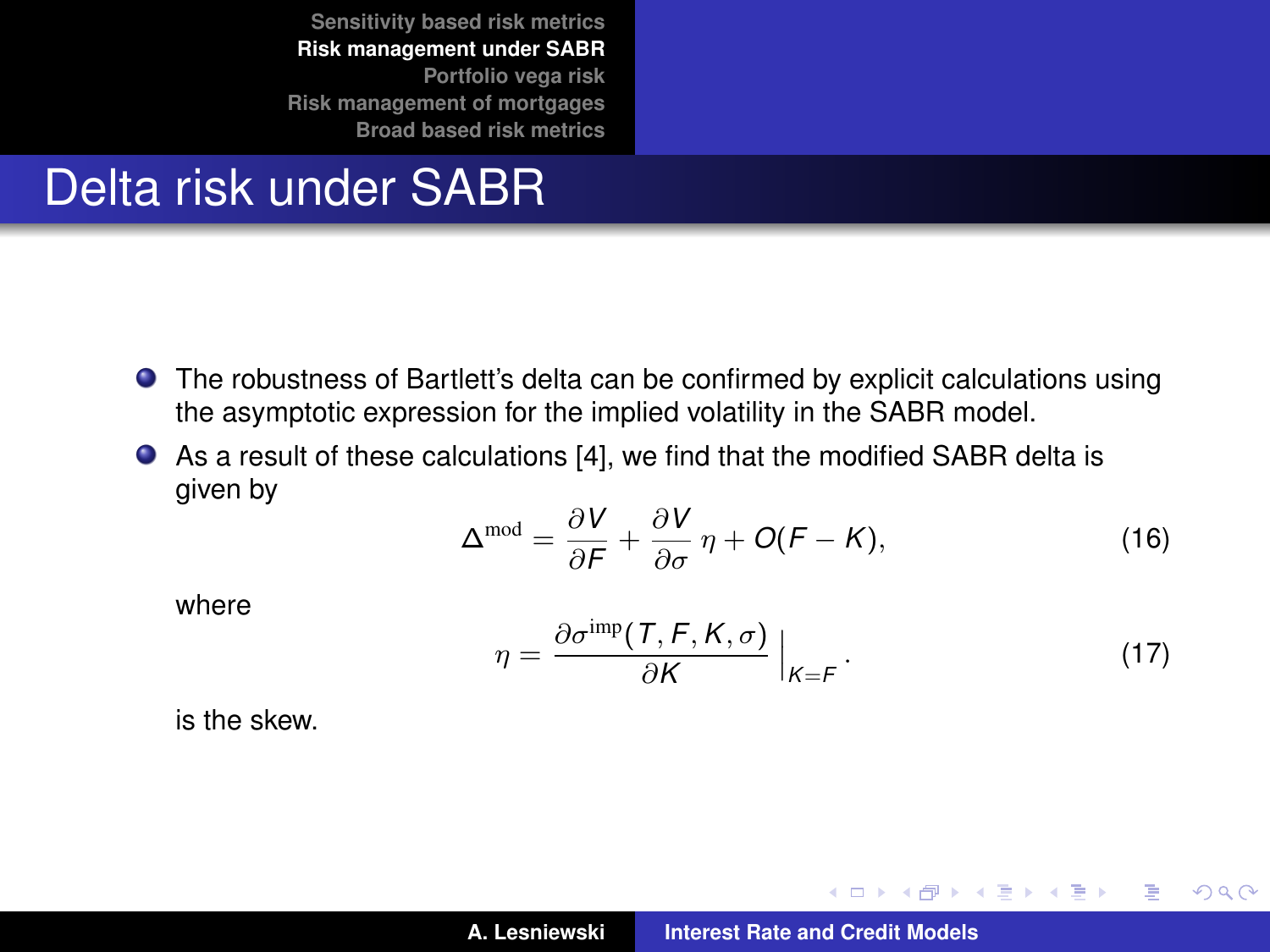# Delta risk under SABR

- The robustness of Bartlett's delta can be confirmed by explicit calculations using the asymptotic expression for the implied volatility in the SABR model.
- As a result of these calculations [4], we find that the modified SABR delta is given by

$$\Delta^{\mathrm{mod}} = \frac{\partial V}{\partial F} + \frac{\partial V}{\partial \sigma}\,\eta + O(F-K), \tag{16}$$

where

$$\eta = \frac{\partial \sigma^{\mathrm{imp}}(T, F, K, \sigma)}{\partial K}\Big|_{K=F}. \tag{17}$$

is the skew.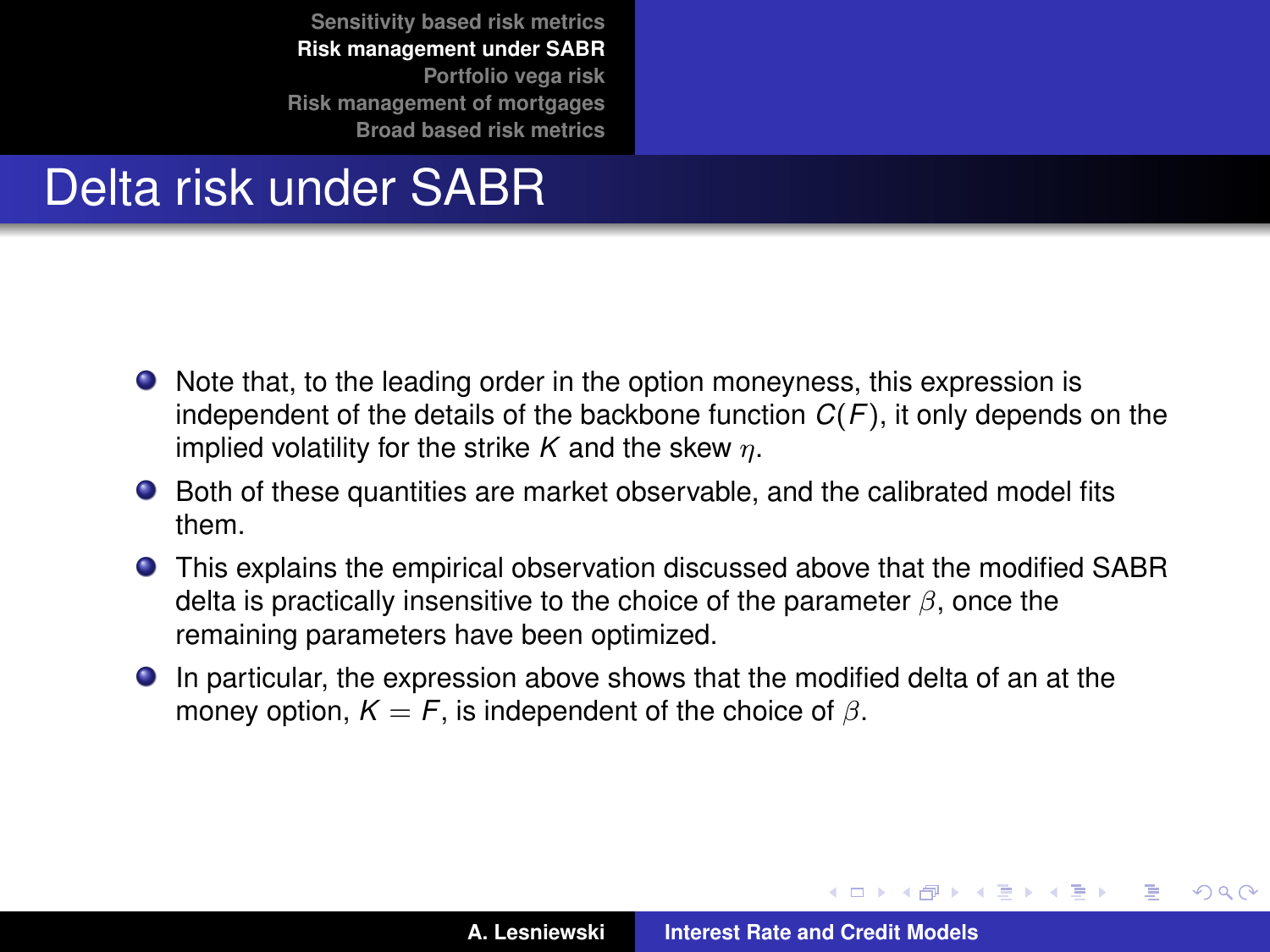# Delta risk under SABR

- Note that, to the leading order in the option moneyness, this expression is independent of the details of the backbone function $C(F)$, it only depends on the implied volatility for the strike $K$ and the skew $\eta$.
- Both of these quantities are market observable, and the calibrated model fits them.
- This explains the empirical observation discussed above that the modified SABR delta is practically insensitive to the choice of the parameter $\beta$, once the remaining parameters have been optimized.
- In particular, the expression above shows that the modified delta of an at the money option, $K = F$, is independent of the choice of $\beta$.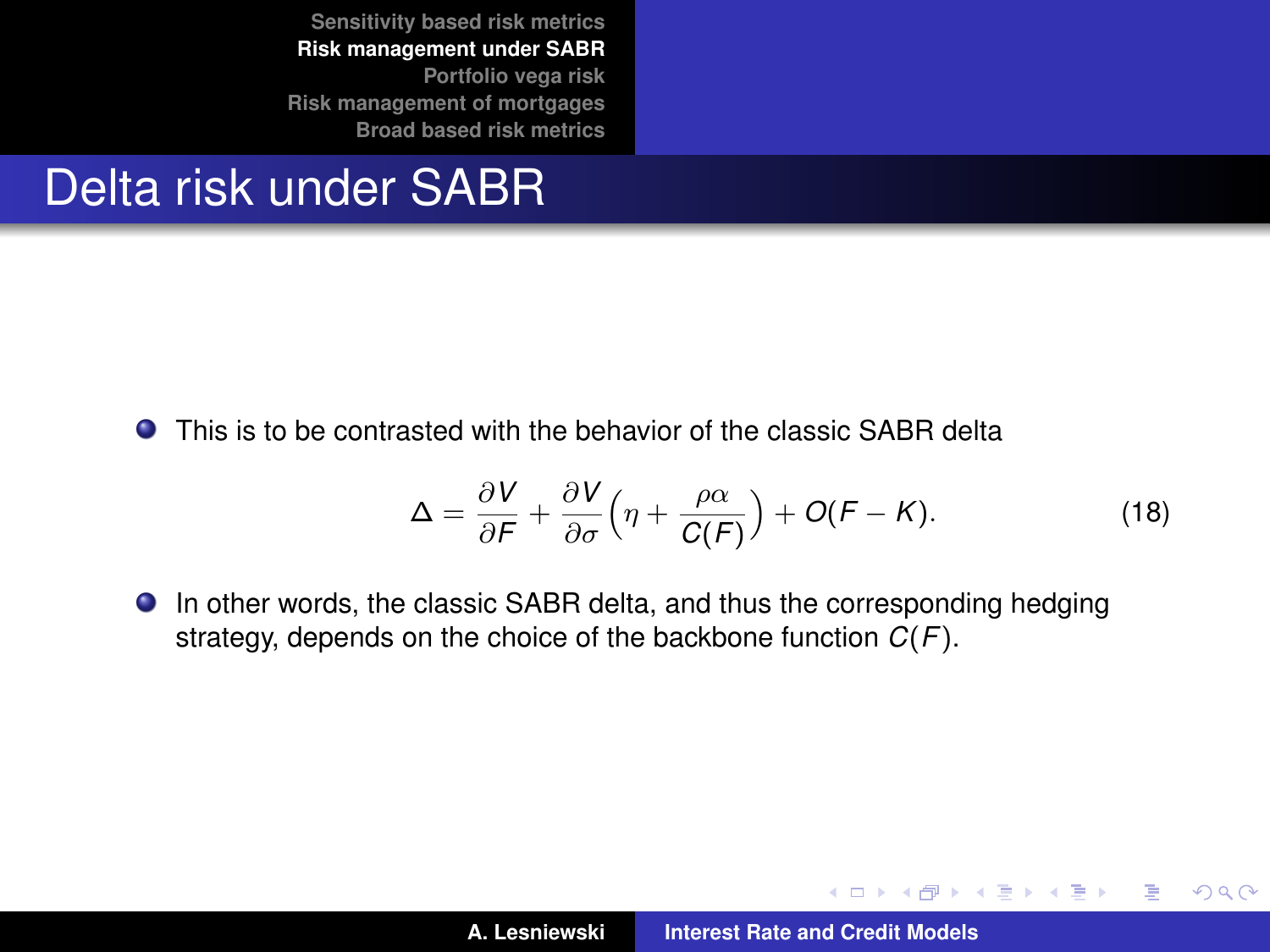# Delta risk under SABR

- This is to be contrasted with the behavior of the classic SABR delta

$$\Delta = \frac{\partial V}{\partial F} + \frac{\partial V}{\partial \sigma}\Big(\eta + \frac{\rho\alpha}{C(F)}\Big) + O(F-K). \tag{18}$$

- In other words, the classic SABR delta, and thus the corresponding hedging strategy, depends on the choice of the backbone function $C(F)$.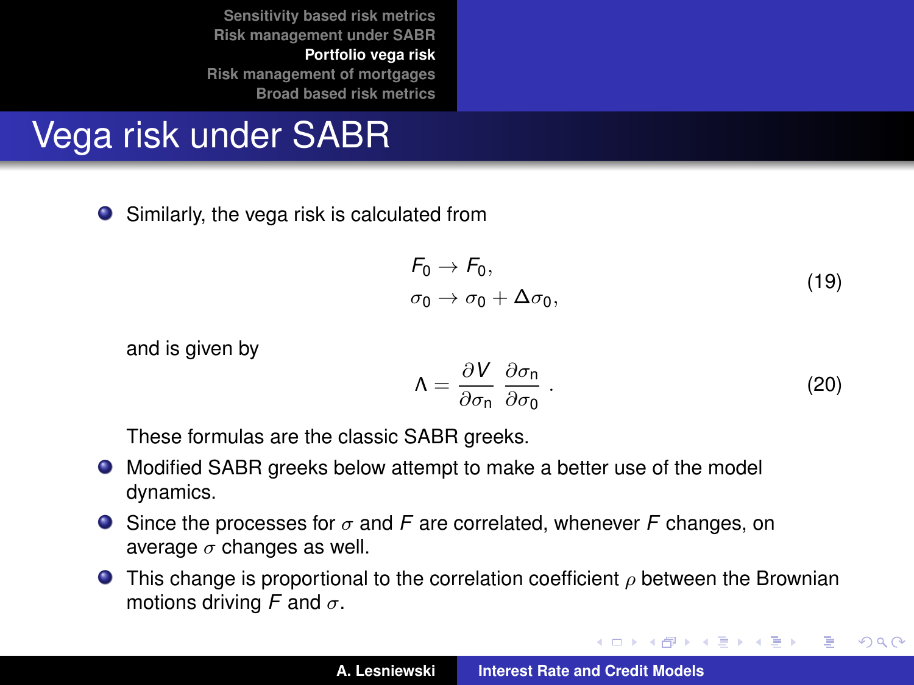# Vega risk under SABR

- Similarly, the vega risk is calculated from

$$
\begin{aligned}
F_0 &\to F_0, \\
\sigma_0 &\to \sigma_0 + \Delta\sigma_0,
\end{aligned}
\tag{19}
$$

  and is given by

$$
\Lambda = \frac{\partial V}{\partial \sigma_{\mathrm{n}}} \frac{\partial \sigma_{\mathrm{n}}}{\partial \sigma_0} . \tag{20}
$$

  These formulas are the classic SABR greeks.

- Modified SABR greeks below attempt to make a better use of the model dynamics.
- Since the processes for $\sigma$ and $F$ are correlated, whenever $F$ changes, on average $\sigma$ changes as well.
- This change is proportional to the correlation coefficient $\rho$ between the Brownian motions driving $F$ and $\sigma$.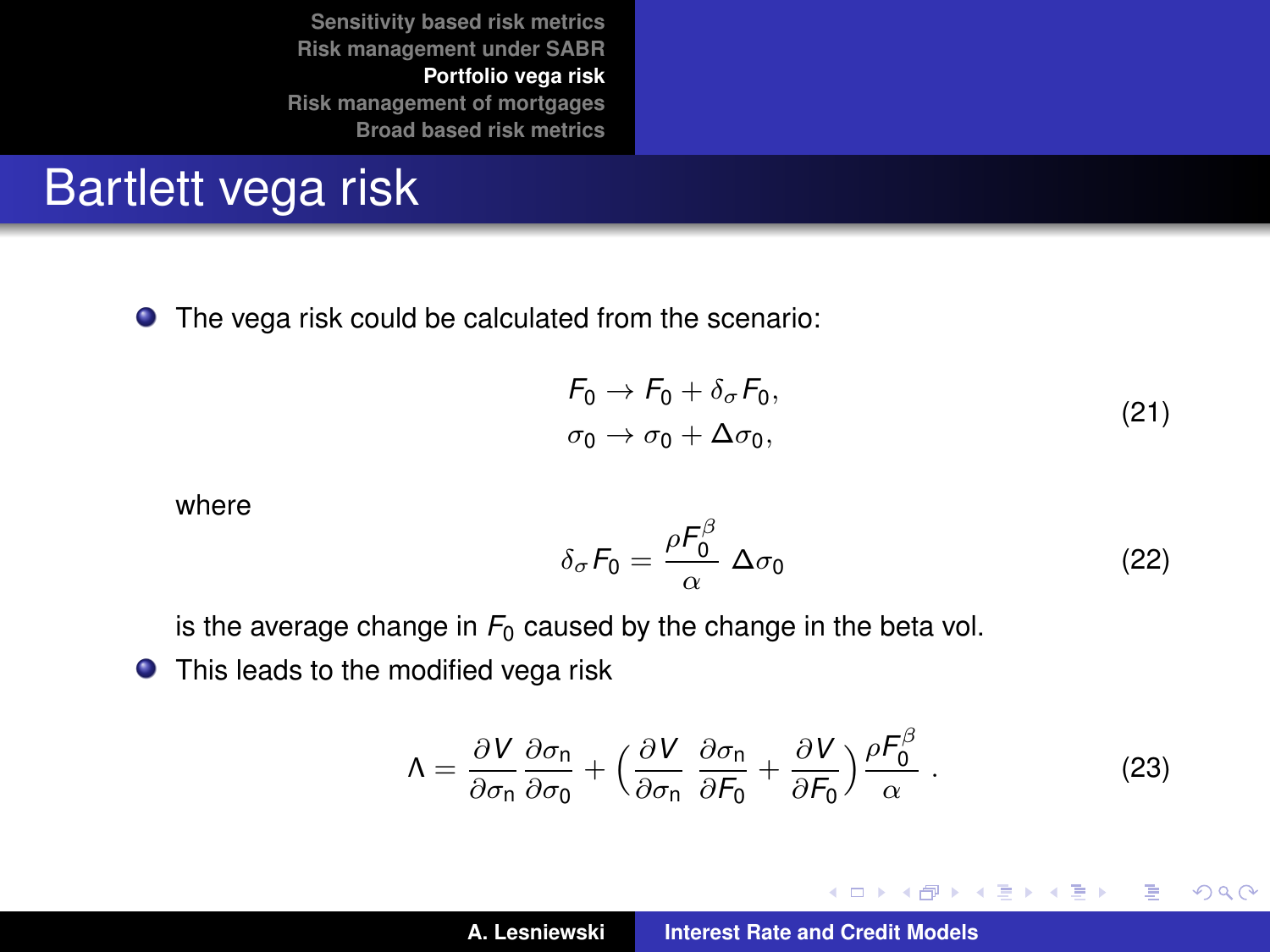# Bartlett vega risk

- The vega risk could be calculated from the scenario:

$$
\begin{aligned}
F_0 &\to F_0 + \delta_\sigma F_0, \\
\sigma_0 &\to \sigma_0 + \Delta\sigma_0,
\end{aligned}
\tag{21}
$$

where

$$
\delta_\sigma F_0 = \frac{\rho F_0^\beta}{\alpha}\, \Delta\sigma_0 \tag{22}
$$

is the average change in $F_0$ caused by the change in the beta vol.

- This leads to the modified vega risk

$$
\Lambda = \frac{\partial V}{\partial \sigma_{\mathrm{n}}} \frac{\partial \sigma_{\mathrm{n}}}{\partial \sigma_0} + \Big( \frac{\partial V}{\partial \sigma_{\mathrm{n}}}\, \frac{\partial \sigma_{\mathrm{n}}}{\partial F_0} + \frac{\partial V}{\partial F_0} \Big) \frac{\rho F_0^\beta}{\alpha}\,. \tag{23}
$$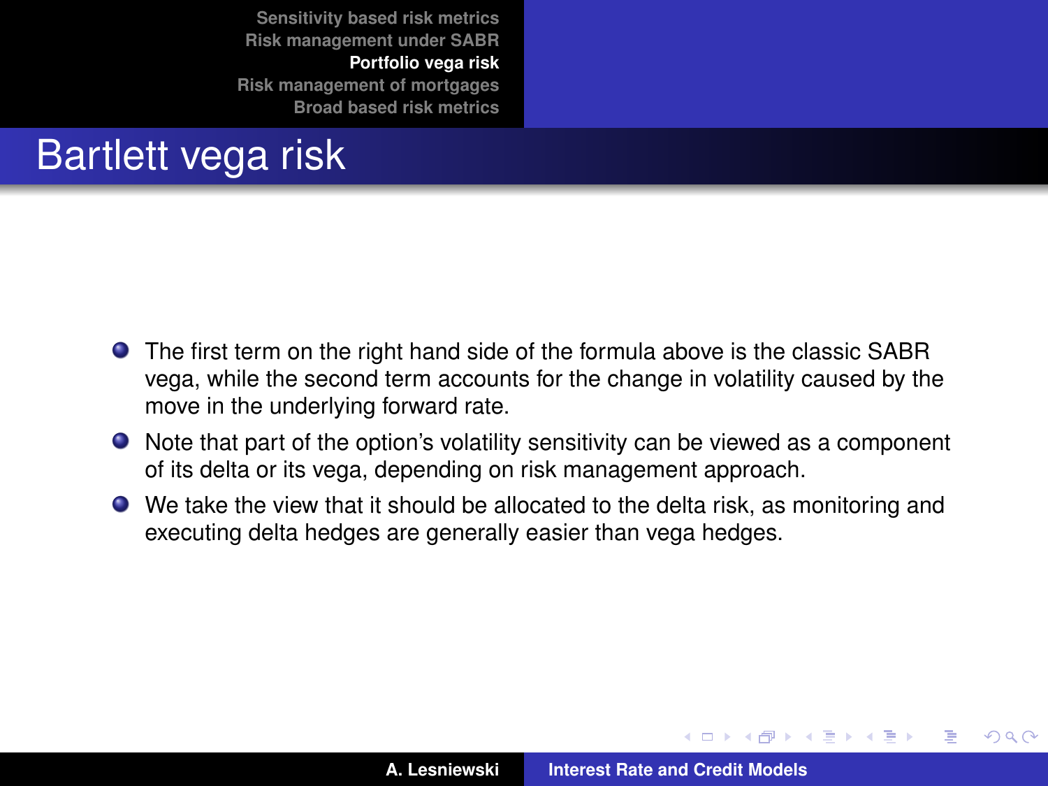# Bartlett vega risk

- The first term on the right hand side of the formula above is the classic SABR vega, while the second term accounts for the change in volatility caused by the move in the underlying forward rate.
- Note that part of the option's volatility sensitivity can be viewed as a component of its delta or its vega, depending on risk management approach.
- We take the view that it should be allocated to the delta risk, as monitoring and executing delta hedges are generally easier than vega hedges.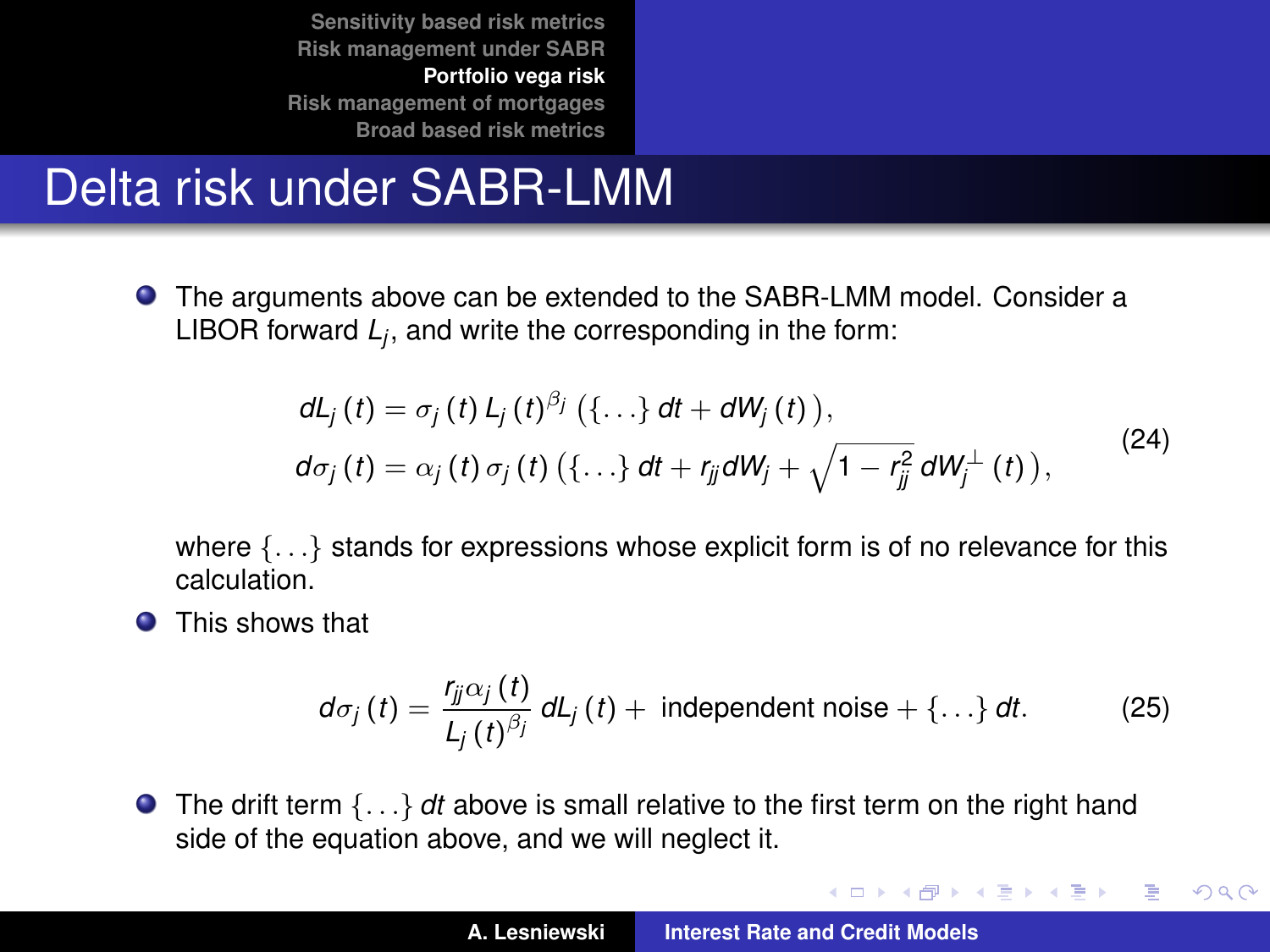# Delta risk under SABR-LMM

- The arguments above can be extended to the SABR-LMM model. Consider a LIBOR forward $L_j$, and write the corresponding in the form:

$$
\begin{aligned}
dL_j(t) &= \sigma_j(t) L_j(t)^{\beta_j} \left(\{\ldots\} dt + dW_j(t)\right), \\
d\sigma_j(t) &= \alpha_j(t) \sigma_j(t) \left(\{\ldots\} dt + r_{jj} dW_j + \sqrt{1 - r_{jj}^2}\, dW_j^{\perp}(t)\right),
\end{aligned}
\tag{24}
$$

  where $\{\ldots\}$ stands for expressions whose explicit form is of no relevance for this calculation.

- This shows that

$$
d\sigma_j(t) = \frac{r_{jj}\alpha_j(t)}{L_j(t)^{\beta_j}}\, dL_j(t) + \text{ independent noise} + \{\ldots\}\, dt. \tag{25}
$$

- The drift term $\{\ldots\}\, dt$ above is small relative to the first term on the right hand side of the equation above, and we will neglect it.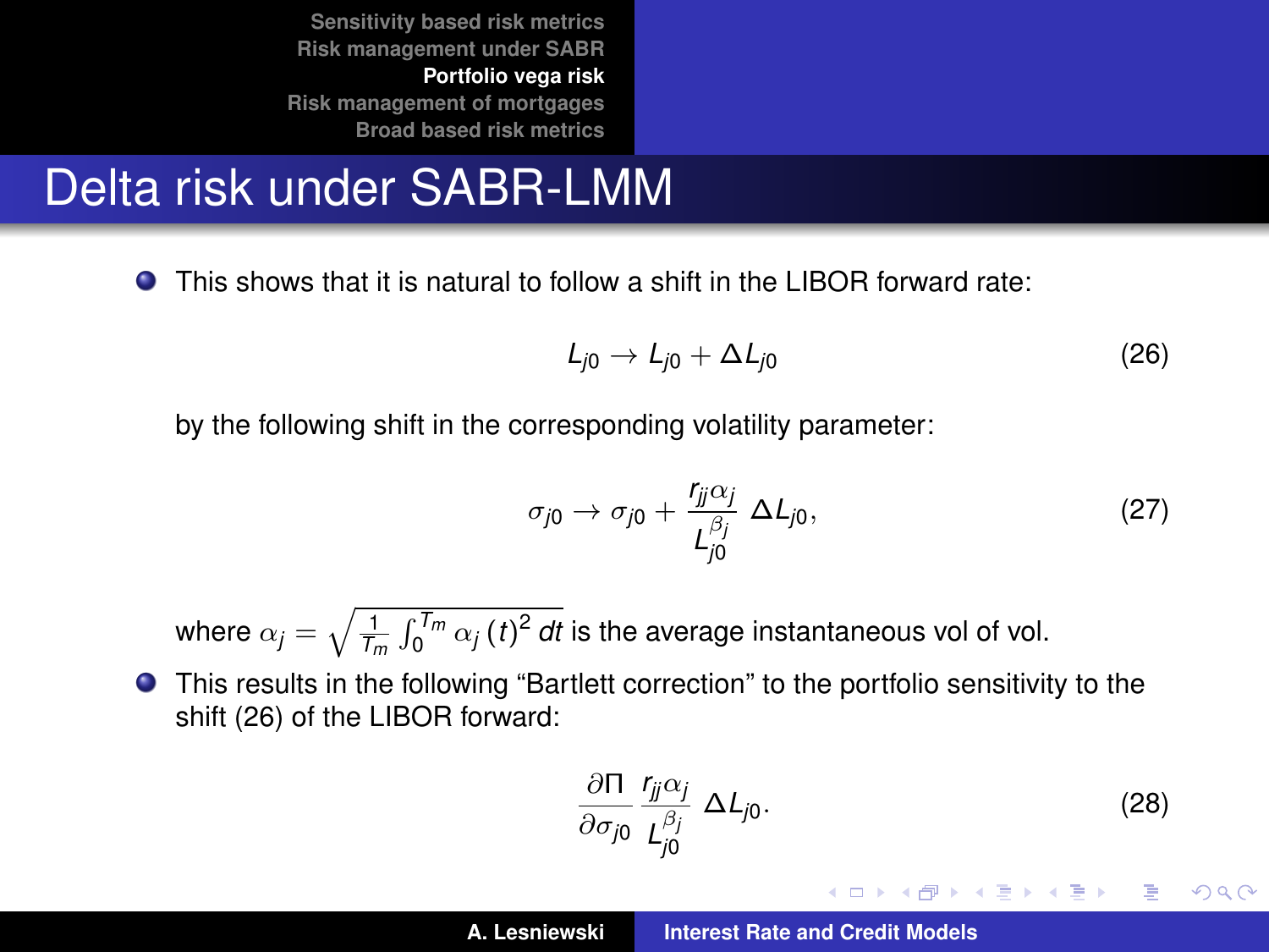# Delta risk under SABR-LMM

- This shows that it is natural to follow a shift in the LIBOR forward rate:

$$L_{j0} \to L_{j0} + \Delta L_{j0} \tag{26}$$

  by the following shift in the corresponding volatility parameter:

$$\sigma_{j0} \to \sigma_{j0} + \frac{r_{jj}\alpha_j}{L_{j0}^{\beta_j}}\,\Delta L_{j0}, \tag{27}$$

  where $\alpha_j = \sqrt{\frac{1}{T_m}\int_0^{T_m} \alpha_j\,(t)^2\,dt}$ is the average instantaneous vol of vol.

- This results in the following "Bartlett correction" to the portfolio sensitivity to the shift (26) of the LIBOR forward:

$$\frac{\partial \Pi}{\partial \sigma_{j0}}\,\frac{r_{jj}\alpha_j}{L_{j0}^{\beta_j}}\,\Delta L_{j0}. \tag{28}$$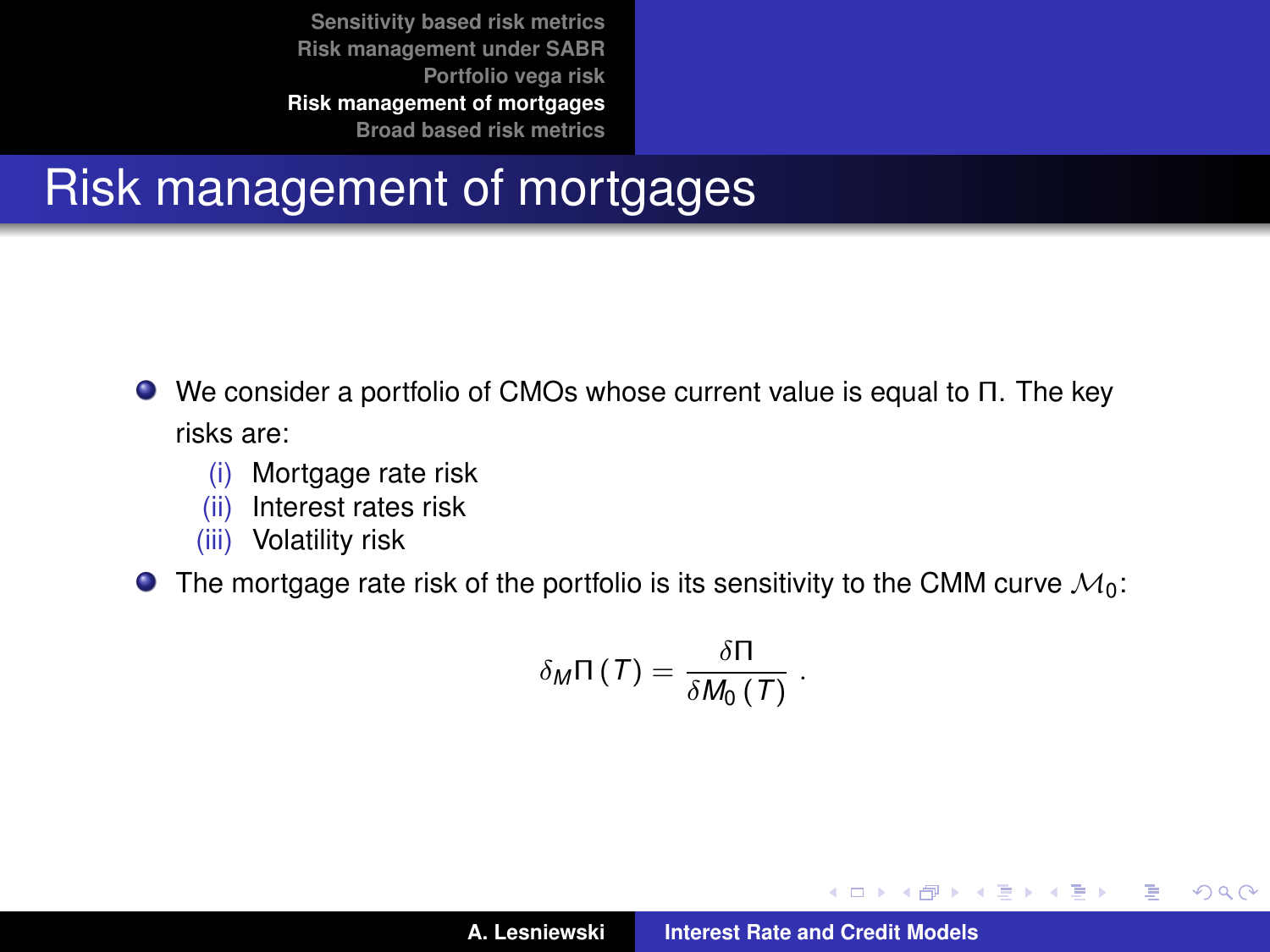# Risk management of mortgages

- We consider a portfolio of CMOs whose current value is equal to $\Pi$. The key risks are:
  - (i) Mortgage rate risk
  - (ii) Interest rates risk
  - (iii) Volatility risk
- The mortgage rate risk of the portfolio is its sensitivity to the CMM curve $\mathcal{M}_0$:

$$\delta_M \Pi(T) = \frac{\delta \Pi}{\delta M_0(T)} .$$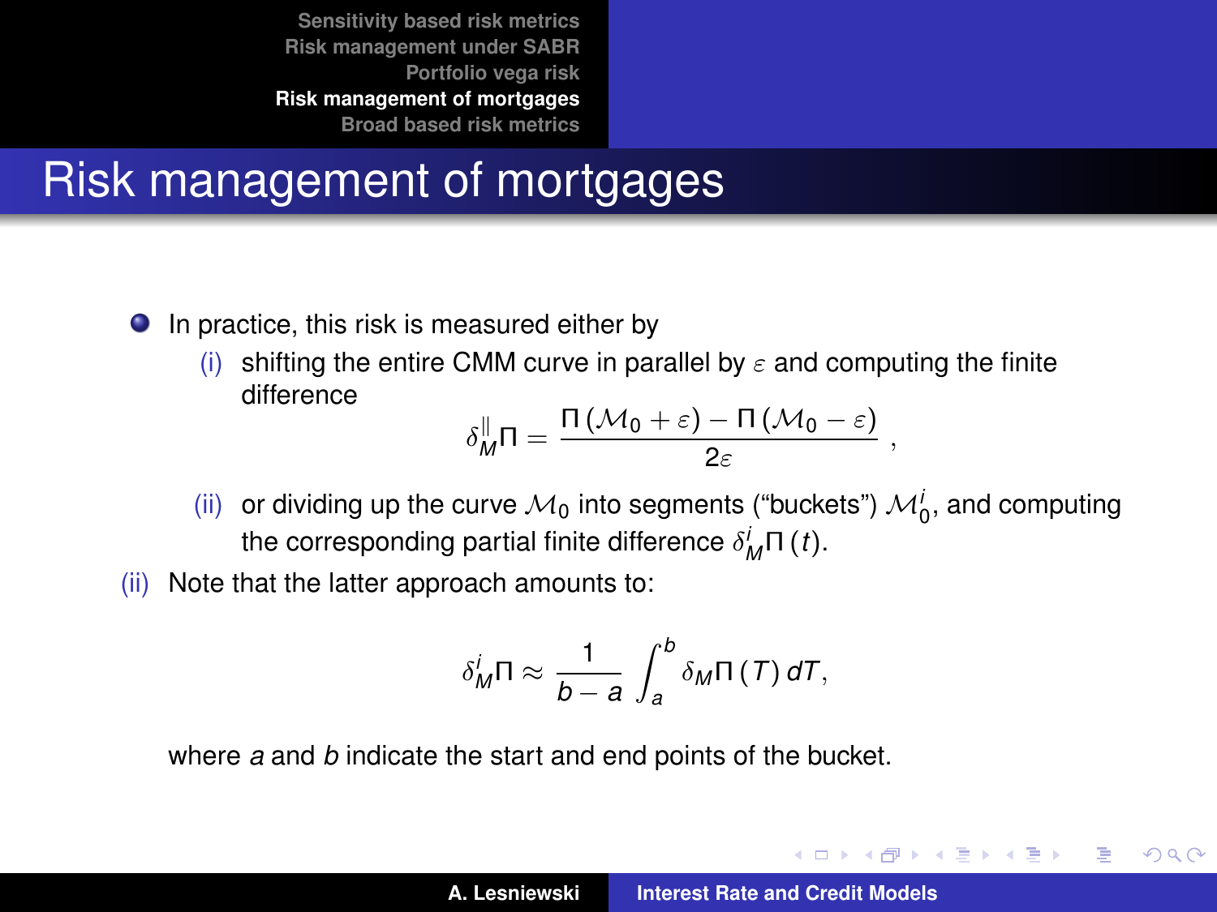# Risk management of mortgages

- In practice, this risk is measured either by
  - (i) shifting the entire CMM curve in parallel by $\varepsilon$ and computing the finite difference
    $$\delta_M^{\parallel}\Pi = \frac{\Pi\left(\mathcal{M}_0 + \varepsilon\right) - \Pi\left(\mathcal{M}_0 - \varepsilon\right)}{2\varepsilon} ,$$
  - (ii) or dividing up the curve $\mathcal{M}_0$ into segments ("buckets") $\mathcal{M}_0^i$, and computing the corresponding partial finite difference $\delta_M^i\Pi\left(t\right)$.

(ii) Note that the latter approach amounts to:

$$\delta_M^i\Pi \approx \frac{1}{b-a}\int_a^b \delta_M\Pi\left(T\right) dT,$$

where $a$ and $b$ indicate the start and end points of the bucket.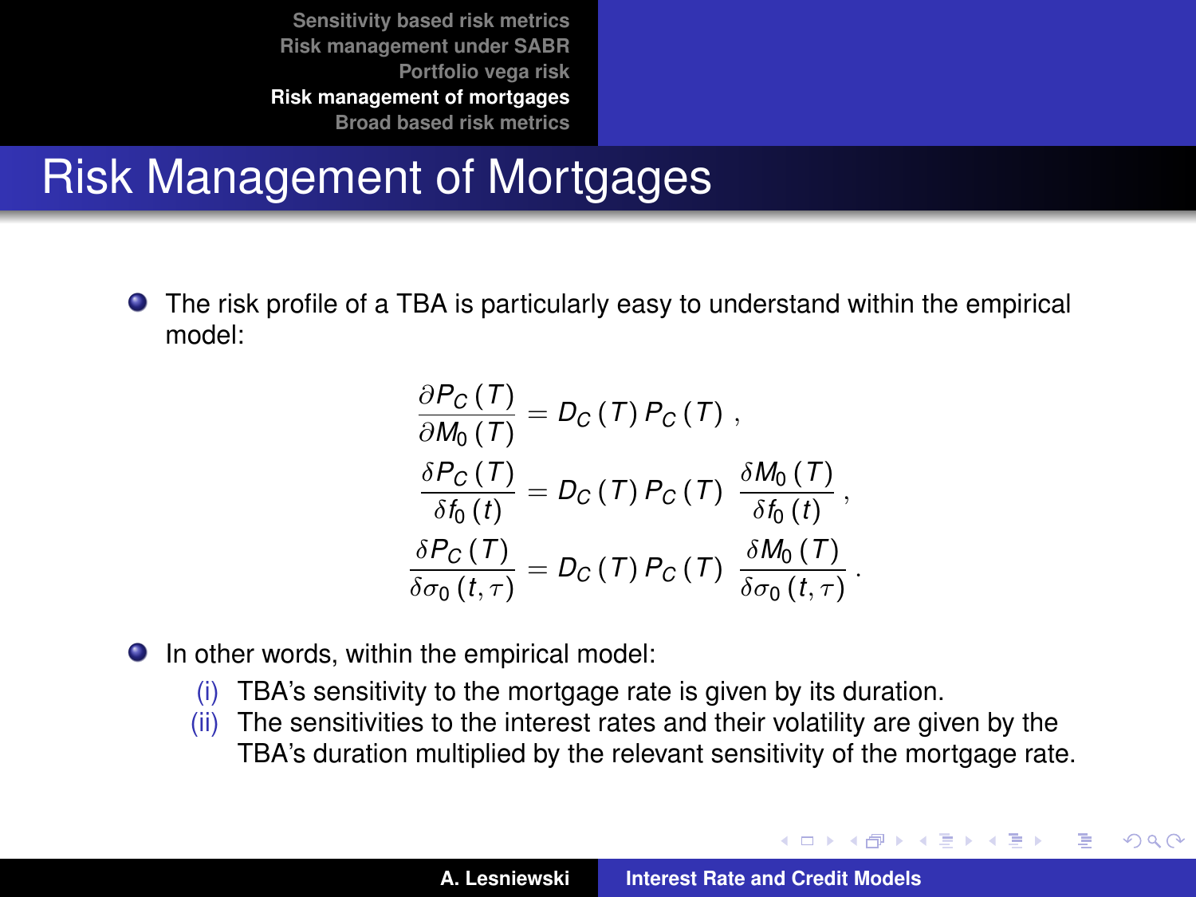# Risk Management of Mortgages

- The risk profile of a TBA is particularly easy to understand within the empirical model:

$$
\begin{aligned}
\frac{\partial P_C(T)}{\partial M_0(T)} &= D_C(T)\, P_C(T)\,, \\
\frac{\delta P_C(T)}{\delta f_0(t)} &= D_C(T)\, P_C(T)\, \frac{\delta M_0(T)}{\delta f_0(t)}\,, \\
\frac{\delta P_C(T)}{\delta \sigma_0(t,\tau)} &= D_C(T)\, P_C(T)\, \frac{\delta M_0(T)}{\delta \sigma_0(t,\tau)}\,.
\end{aligned}
$$

- In other words, within the empirical model:
  - (i) TBA's sensitivity to the mortgage rate is given by its duration.
  - (ii) The sensitivities to the interest rates and their volatility are given by the TBA's duration multiplied by the relevant sensitivity of the mortgage rate.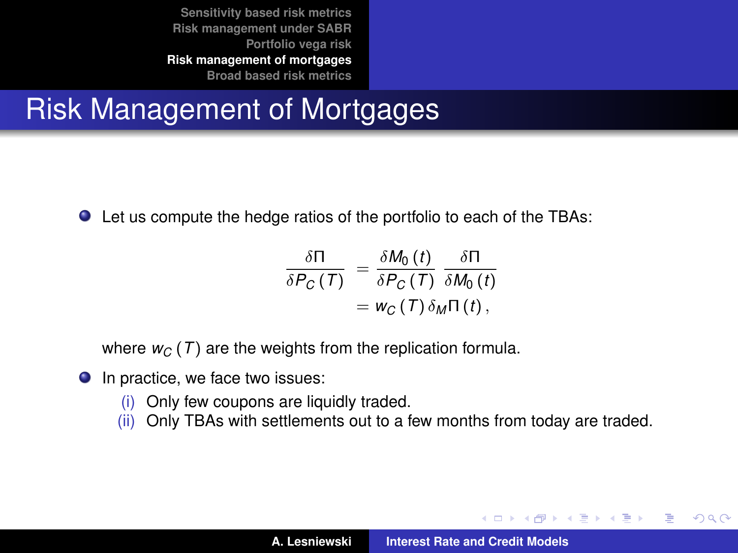# Risk Management of Mortgages

- Let us compute the hedge ratios of the portfolio to each of the TBAs:

$$
\begin{aligned}
\frac{\delta \Pi}{\delta P_C(T)} &= \frac{\delta M_0(t)}{\delta P_C(T)} \frac{\delta \Pi}{\delta M_0(t)} \\
&= w_C(T)\, \delta_M \Pi(t),
\end{aligned}
$$

  where $w_C(T)$ are the weights from the replication formula.

- In practice, we face two issues:
  - (i) Only few coupons are liquidly traded.
  - (ii) Only TBAs with settlements out to a few months from today are traded.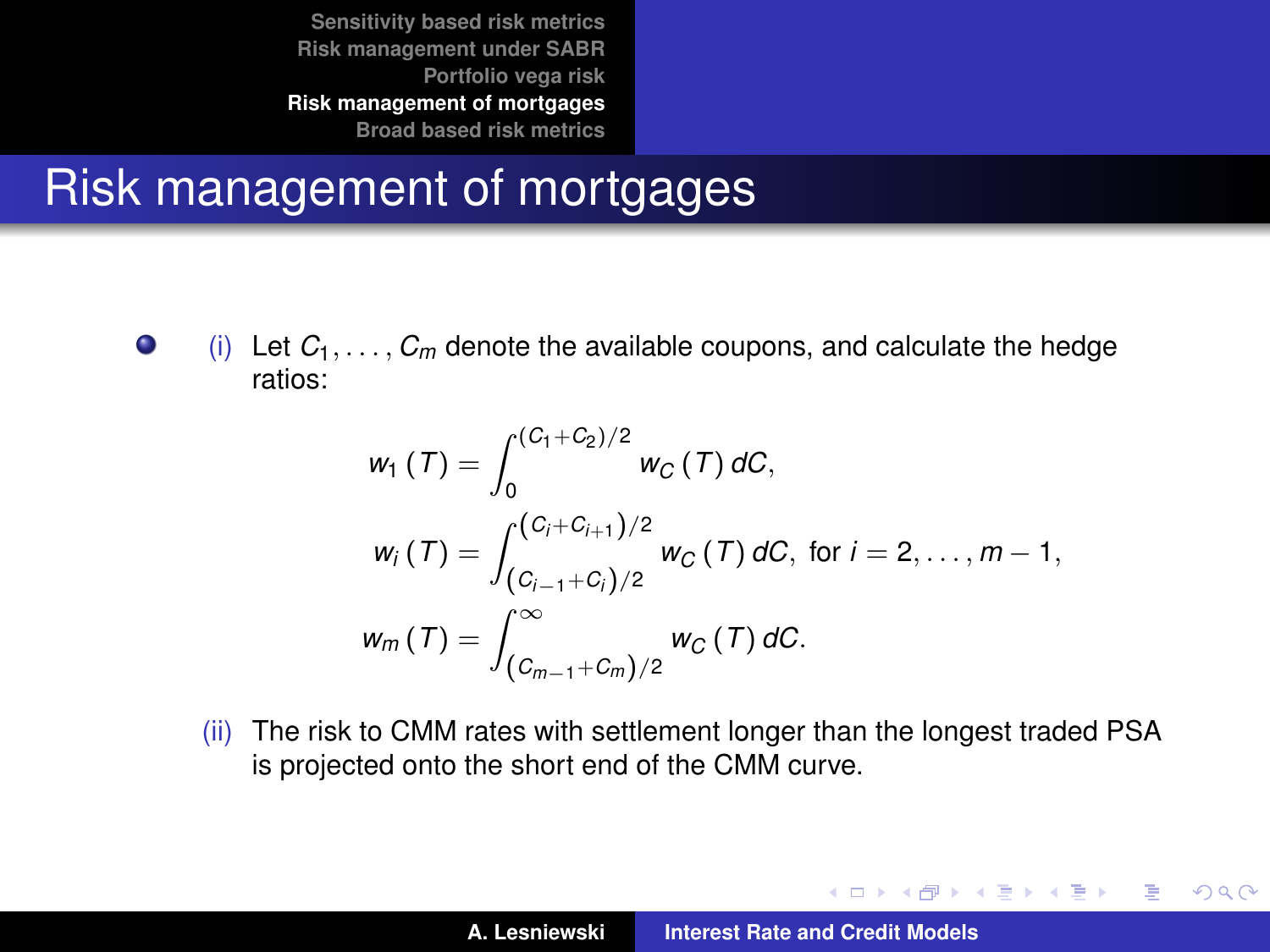# Risk management of mortgages

- (i) Let $C_1, \ldots, C_m$ denote the available coupons, and calculate the hedge ratios:

$$
\begin{aligned}
w_1(T) &= \int_0^{(C_1+C_2)/2} w_C(T)\, dC, \\
w_i(T) &= \int_{(C_{i-1}+C_i)/2}^{(C_i+C_{i+1})/2} w_C(T)\, dC, \text{ for } i = 2, \ldots, m-1, \\
w_m(T) &= \int_{(C_{m-1}+C_m)/2}^{\infty} w_C(T)\, dC.
\end{aligned}
$$

  (ii) The risk to CMM rates with settlement longer than the longest traded PSA is projected onto the short end of the CMM curve.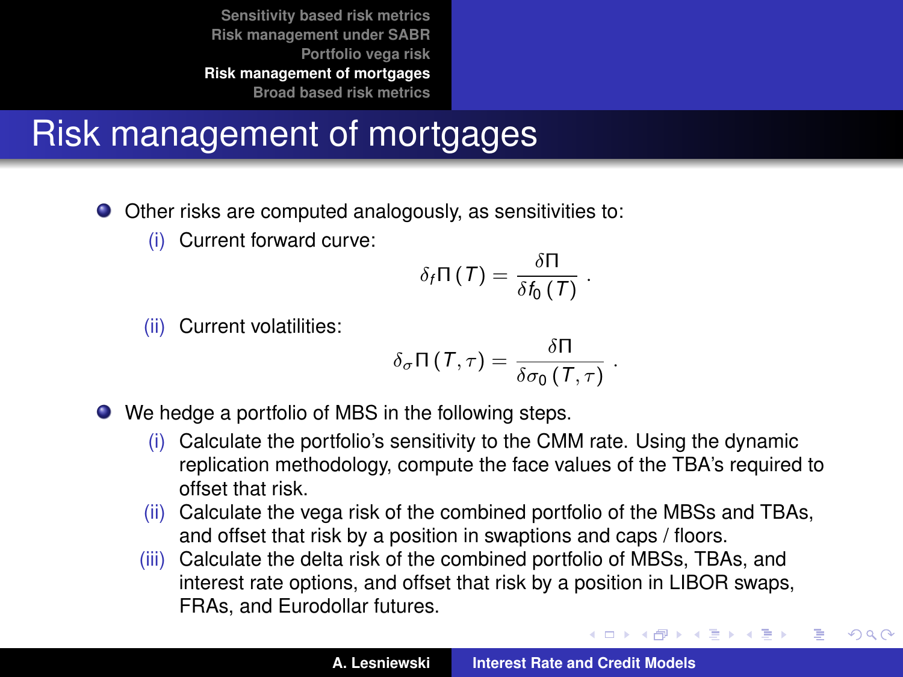# Risk management of mortgages

- Other risks are computed analogously, as sensitivities to:
  - (i) Current forward curve:
  $$\delta_f \Pi(T) = \frac{\delta \Pi}{\delta f_0(T)}\ .$$
  - (ii) Current volatilities:
  $$\delta_\sigma \Pi(T, \tau) = \frac{\delta \Pi}{\delta \sigma_0(T, \tau)}\ .$$
- We hedge a portfolio of MBS in the following steps.
  - (i) Calculate the portfolio's sensitivity to the CMM rate. Using the dynamic replication methodology, compute the face values of the TBA's required to offset that risk.
  - (ii) Calculate the vega risk of the combined portfolio of the MBSs and TBAs, and offset that risk by a position in swaptions and caps / floors.
  - (iii) Calculate the delta risk of the combined portfolio of MBSs, TBAs, and interest rate options, and offset that risk by a position in LIBOR swaps, FRAs, and Eurodollar futures.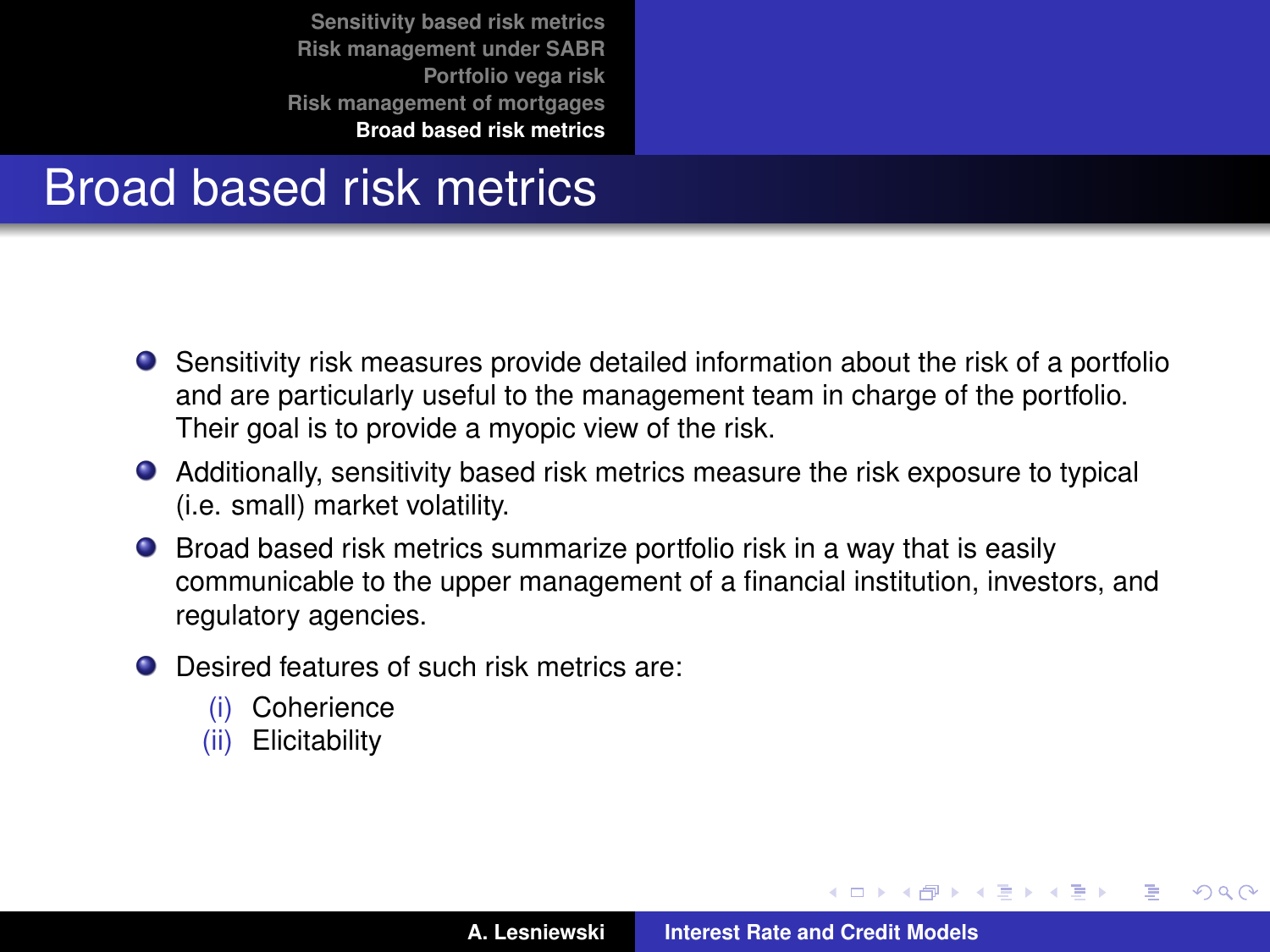# Broad based risk metrics

- Sensitivity risk measures provide detailed information about the risk of a portfolio and are particularly useful to the management team in charge of the portfolio. Their goal is to provide a myopic view of the risk.
- Additionally, sensitivity based risk metrics measure the risk exposure to typical (i.e. small) market volatility.
- Broad based risk metrics summarize portfolio risk in a way that is easily communicable to the upper management of a financial institution, investors, and regulatory agencies.
- Desired features of such risk metrics are:
  - (i) Coherience
  - (ii) Elicitability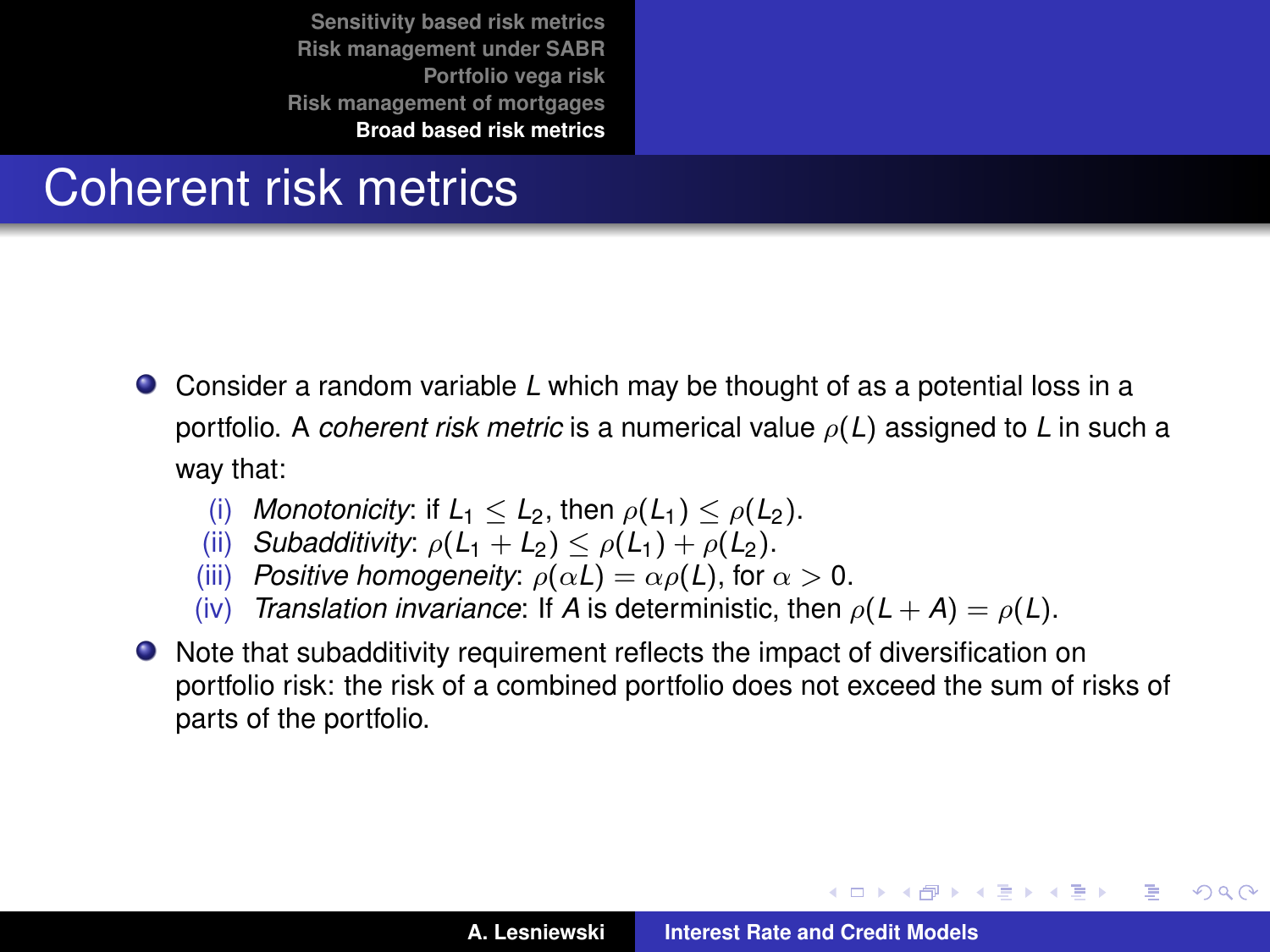# Coherent risk metrics

- Consider a random variable $L$ which may be thought of as a potential loss in a portfolio. A *coherent risk metric* is a numerical value $\rho(L)$ assigned to $L$ in such a way that:
  - (i) *Monotonicity*: if $L_1 \leq L_2$, then $\rho(L_1) \leq \rho(L_2)$.
  - (ii) *Subadditivity*: $\rho(L_1 + L_2) \leq \rho(L_1) + \rho(L_2)$.
  - (iii) *Positive homogeneity*: $\rho(\alpha L) = \alpha \rho(L)$, for $\alpha > 0$.
  - (iv) *Translation invariance*: If $A$ is deterministic, then $\rho(L + A) = \rho(L)$.
- Note that subadditivity requirement reflects the impact of diversification on portfolio risk: the risk of a combined portfolio does not exceed the sum of risks of parts of the portfolio.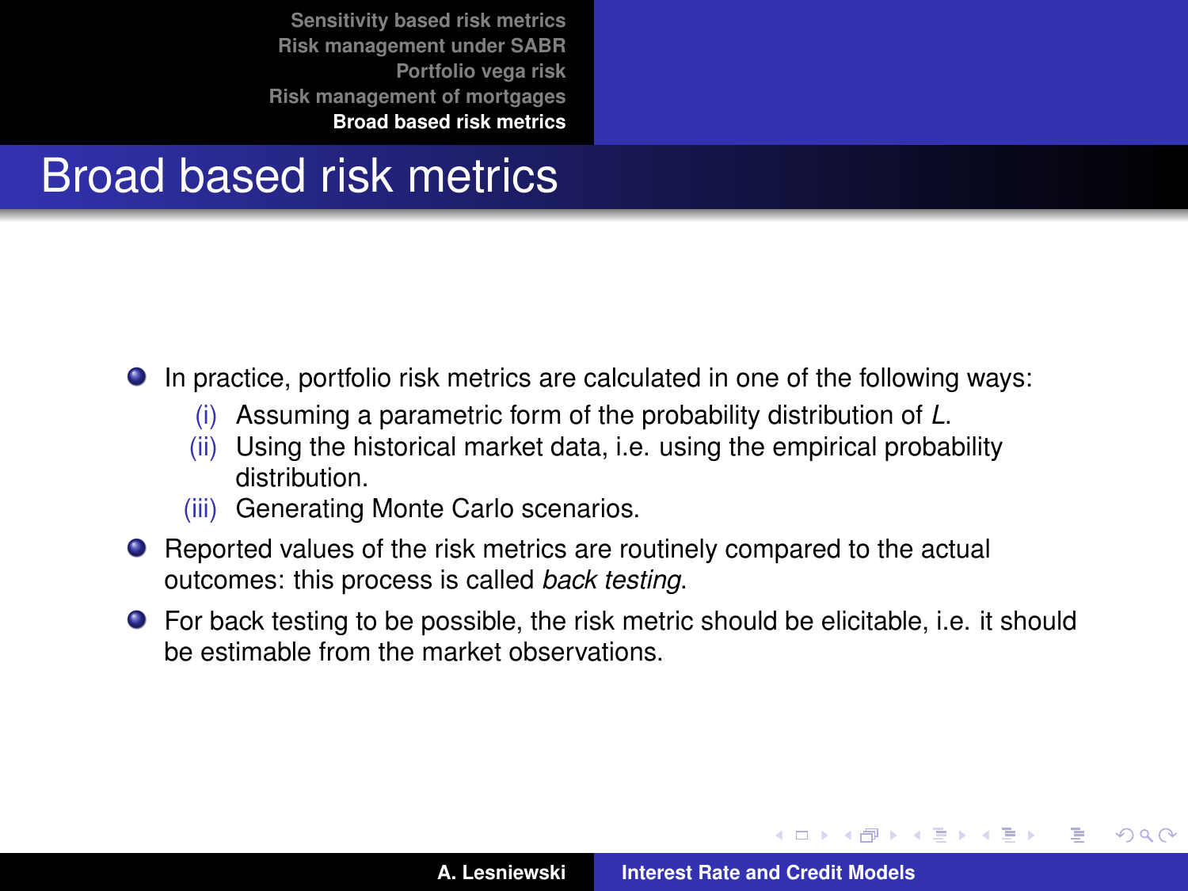# Broad based risk metrics

- In practice, portfolio risk metrics are calculated in one of the following ways:
  - (i) Assuming a parametric form of the probability distribution of $L$.
  - (ii) Using the historical market data, i.e. using the empirical probability distribution.
  - (iii) Generating Monte Carlo scenarios.
- Reported values of the risk metrics are routinely compared to the actual outcomes: this process is called *back testing*.
- For back testing to be possible, the risk metric should be elicitable, i.e. it should be estimable from the market observations.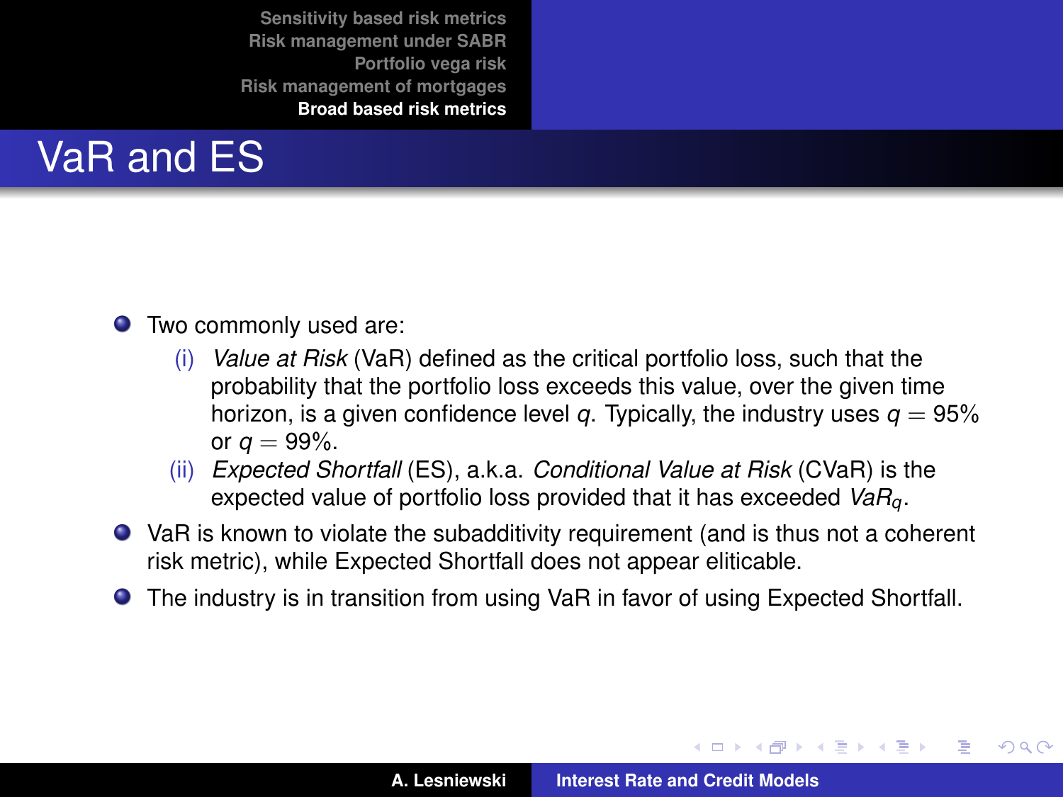# VaR and ES

- Two commonly used are:
  - (i) *Value at Risk* (VaR) defined as the critical portfolio loss, such that the probability that the portfolio loss exceeds this value, over the given time horizon, is a given confidence level $q$. Typically, the industry uses $q = 95\%$ or $q = 99\%$.
  - (ii) *Expected Shortfall* (ES), a.k.a. *Conditional Value at Risk* (CVaR) is the expected value of portfolio loss provided that it has exceeded $VaR_q$.
- VaR is known to violate the subadditivity requirement (and is thus not a coherent risk metric), while Expected Shortfall does not appear eliticable.
- The industry is in transition from using VaR in favor of using Expected Shortfall.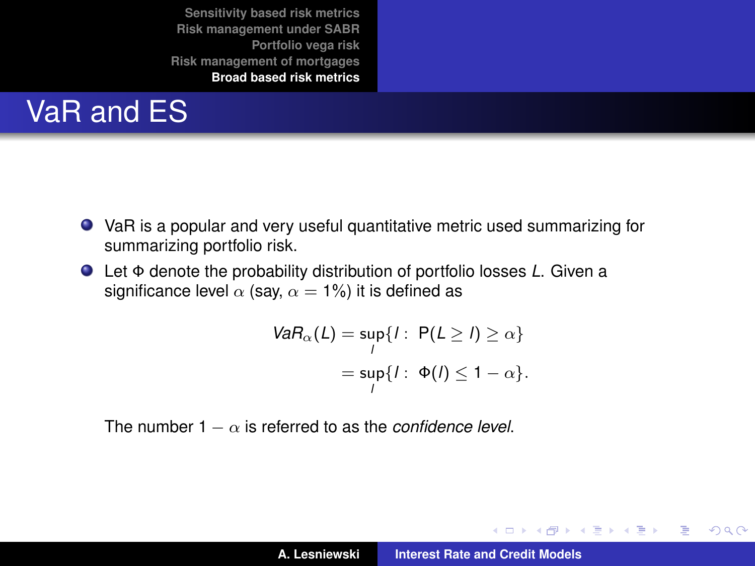# VaR and ES

- VaR is a popular and very useful quantitative metric used summarizing for summarizing portfolio risk.
- Let $\Phi$ denote the probability distribution of portfolio losses $L$. Given a significance level $\alpha$ (say, $\alpha = 1\%$) it is defined as

$$
\begin{aligned}
VaR_\alpha(L) &= \sup_l \{l : \ \mathrm{P}(L \geq l) \geq \alpha\} \\
&= \sup_l \{l : \ \Phi(l) \leq 1 - \alpha\}.
\end{aligned}
$$

The number $1 - \alpha$ is referred to as the *confidence level*.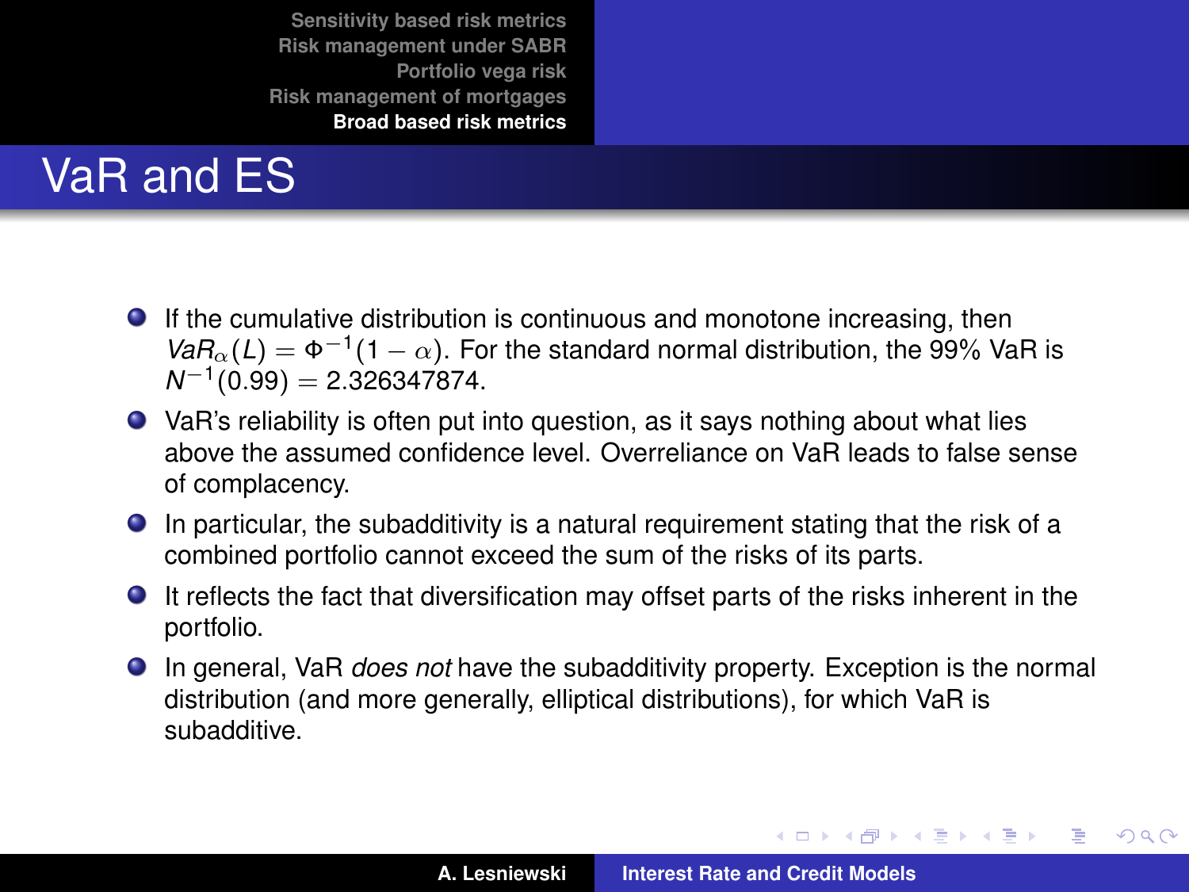# VaR and ES

- If the cumulative distribution is continuous and monotone increasing, then $VaR_{\alpha}(L) = \Phi^{-1}(1-\alpha)$. For the standard normal distribution, the 99% VaR is $N^{-1}(0.99) = 2.326347874$.
- VaR's reliability is often put into question, as it says nothing about what lies above the assumed confidence level. Overreliance on VaR leads to false sense of complacency.
- In particular, the subadditivity is a natural requirement stating that the risk of a combined portfolio cannot exceed the sum of the risks of its parts.
- It reflects the fact that diversification may offset parts of the risks inherent in the portfolio.
- In general, VaR *does not* have the subadditivity property. Exception is the normal distribution (and more generally, elliptical distributions), for which VaR is subadditive.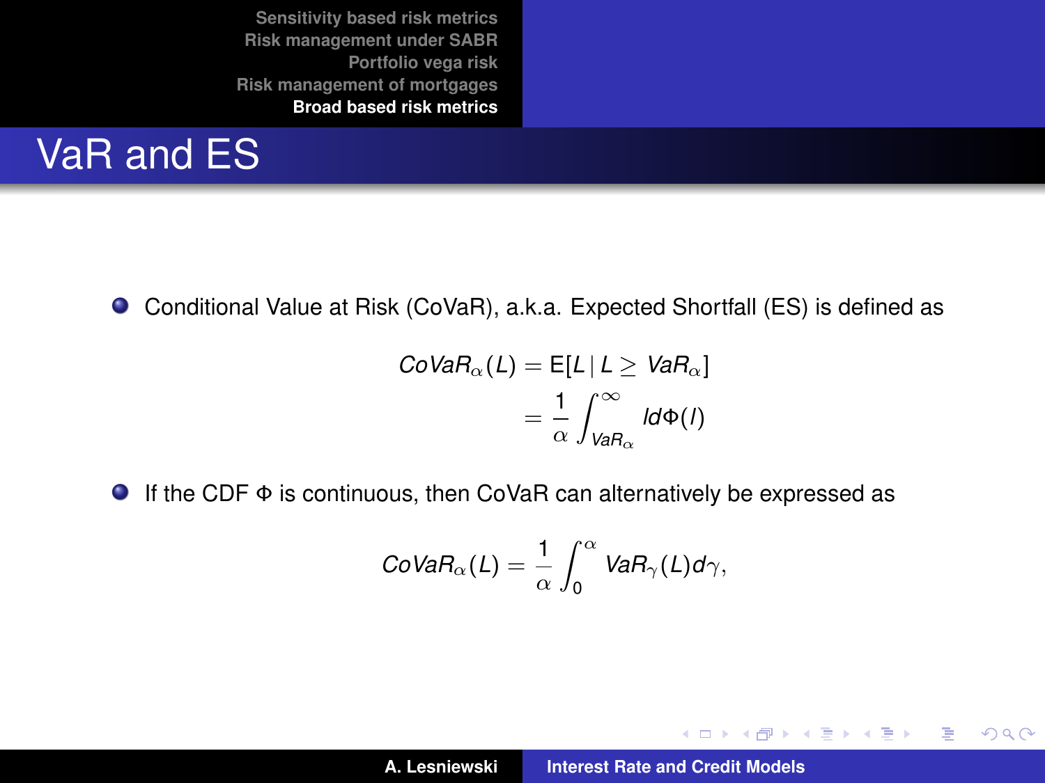# VaR and ES

- Conditional Value at Risk (CoVaR), a.k.a. Expected Shortfall (ES) is defined as

$$
\begin{aligned}
CoVaR_{\alpha}(L) &= \mathrm{E}[L \mid L \geq VaR_{\alpha}] \\
&= \frac{1}{\alpha} \int_{VaR_{\alpha}}^{\infty} l d\Phi(l)
\end{aligned}
$$

- If the CDF $\Phi$ is continuous, then CoVaR can alternatively be expressed as

$$
CoVaR_{\alpha}(L) = \frac{1}{\alpha} \int_{0}^{\alpha} VaR_{\gamma}(L) d\gamma,
$$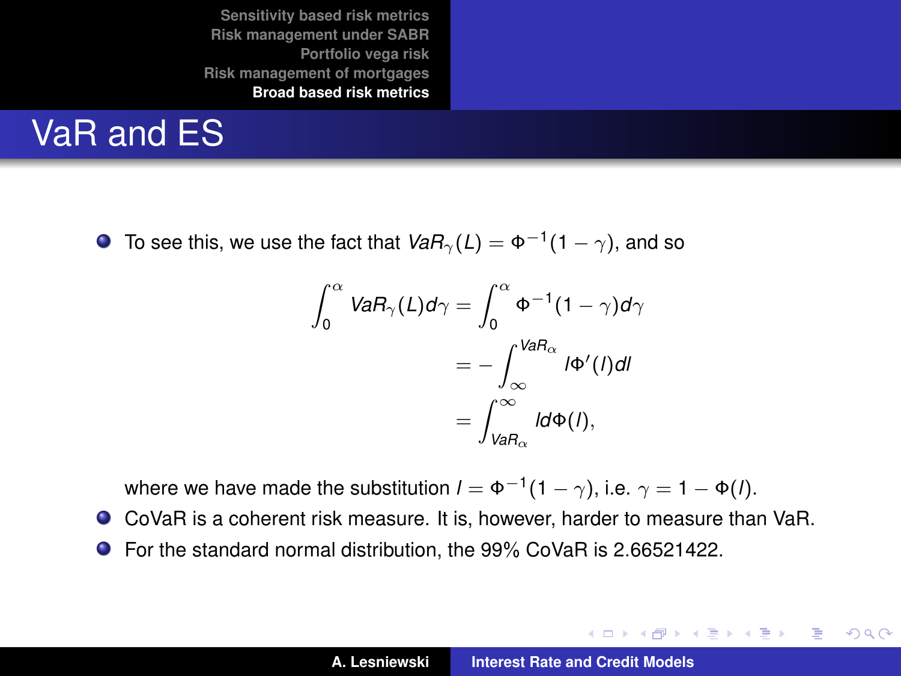# VaR and ES

- To see this, we use the fact that $VaR_\gamma(L) = \Phi^{-1}(1-\gamma)$, and so

$$
\begin{aligned}
\int_0^\alpha VaR_\gamma(L)d\gamma &= \int_0^\alpha \Phi^{-1}(1-\gamma)d\gamma \\
&= -\int_\infty^{VaR_\alpha} l\Phi'(l)dl \\
&= \int_{VaR_\alpha}^\infty l d\Phi(l),
\end{aligned}
$$

  where we have made the substitution $l = \Phi^{-1}(1-\gamma)$, i.e. $\gamma = 1 - \Phi(l)$.
- CoVaR is a coherent risk measure. It is, however, harder to measure than VaR.
- For the standard normal distribution, the 99% CoVaR is 2.66521422.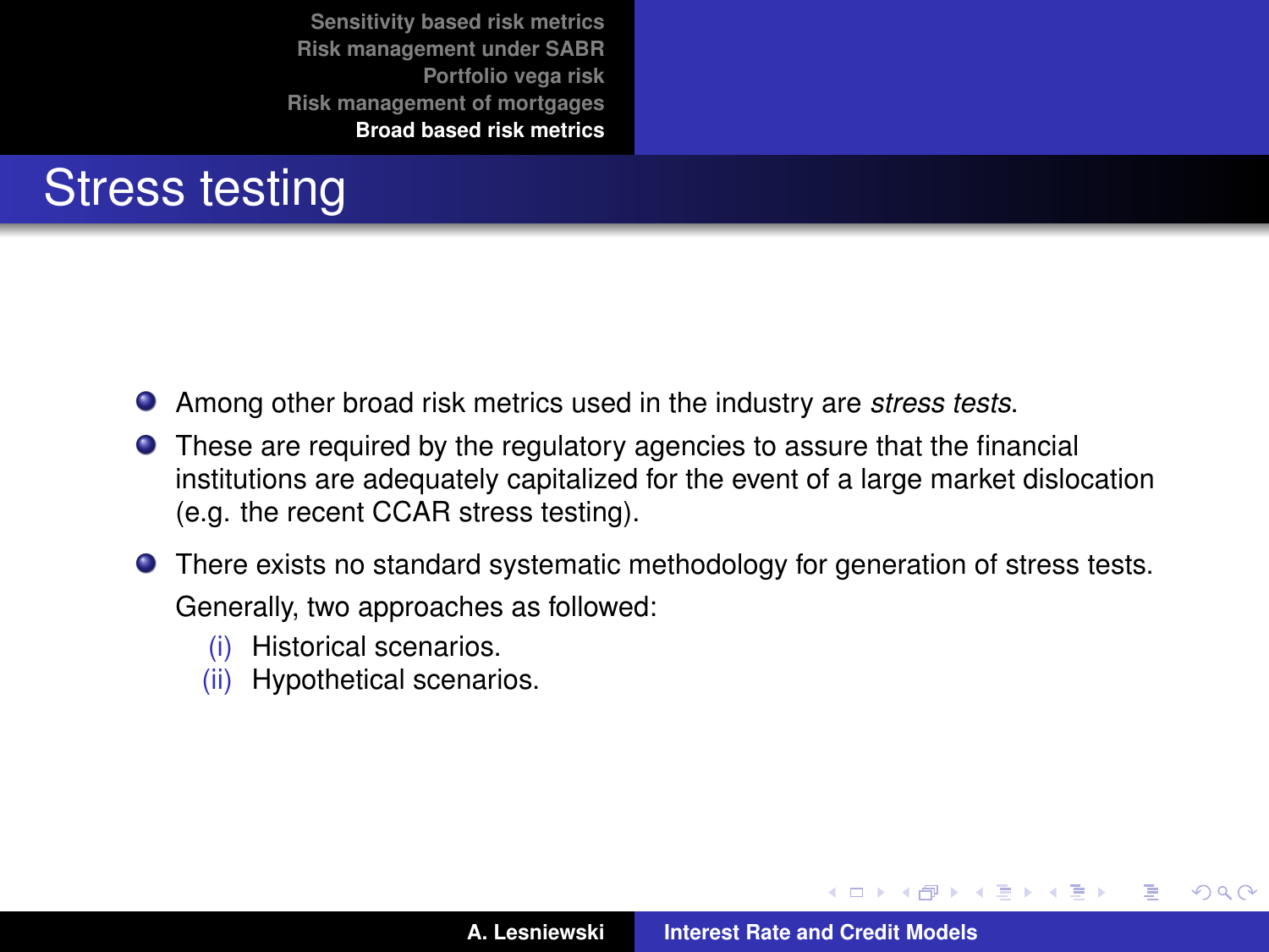# Stress testing

- Among other broad risk metrics used in the industry are *stress tests*.
- These are required by the regulatory agencies to assure that the financial institutions are adequately capitalized for the event of a large market dislocation (e.g. the recent CCAR stress testing).
- There exists no standard systematic methodology for generation of stress tests.

  Generally, two approaches as followed:

  (i) Historical scenarios.
  
  (ii) Hypothetical scenarios.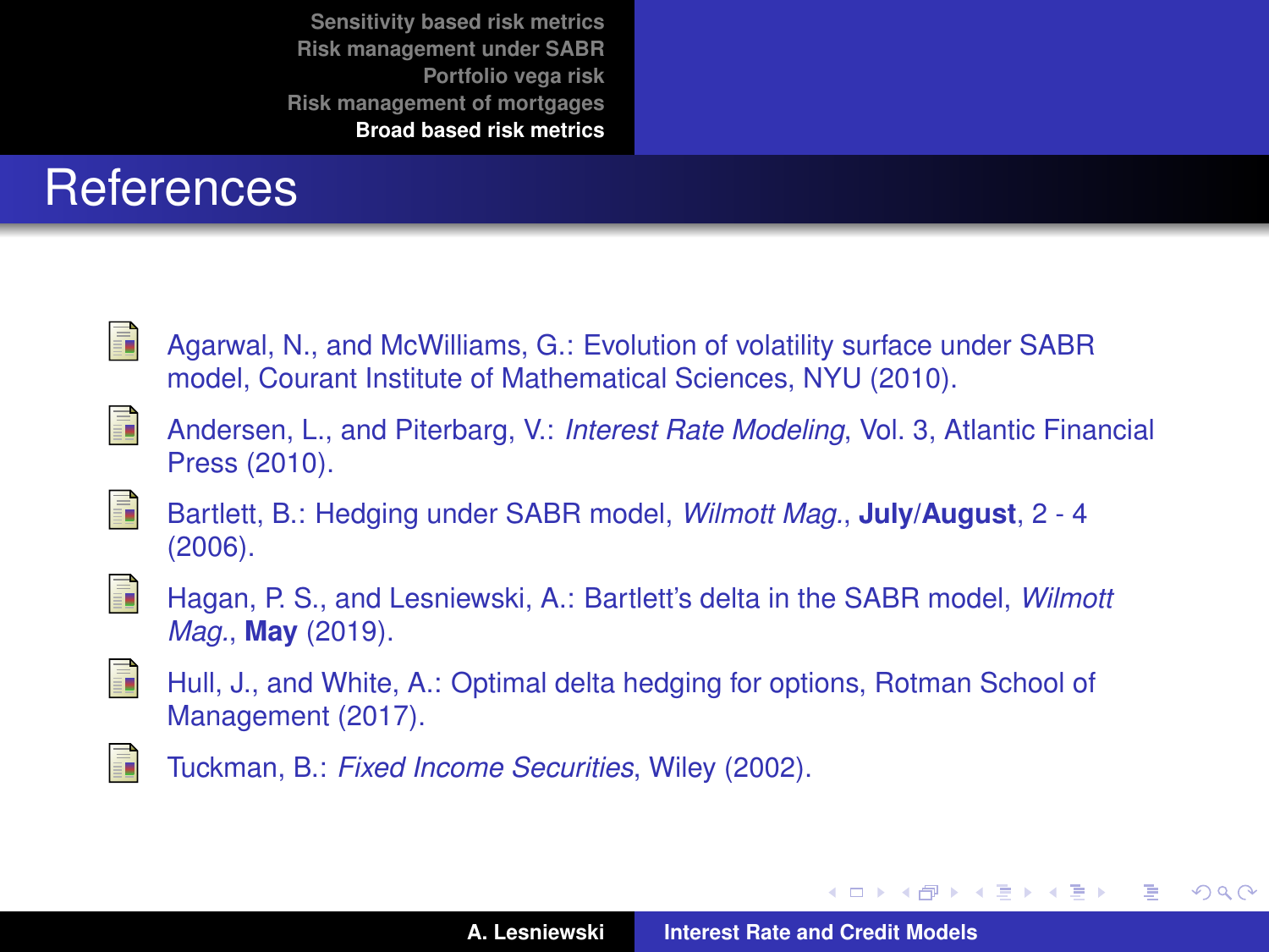# References

- Agarwal, N., and McWilliams, G.: Evolution of volatility surface under SABR model, Courant Institute of Mathematical Sciences, NYU (2010).
- Andersen, L., and Piterbarg, V.: *Interest Rate Modeling*, Vol. 3, Atlantic Financial Press (2010).
- Bartlett, B.: Hedging under SABR model, *Wilmott Mag.*, **July/August**, 2 - 4 (2006).
- Hagan, P. S., and Lesniewski, A.: Bartlett's delta in the SABR model, *Wilmott Mag.*, **May** (2019).
- Hull, J., and White, A.: Optimal delta hedging for options, Rotman School of Management (2017).
- Tuckman, B.: *Fixed Income Securities*, Wiley (2002).